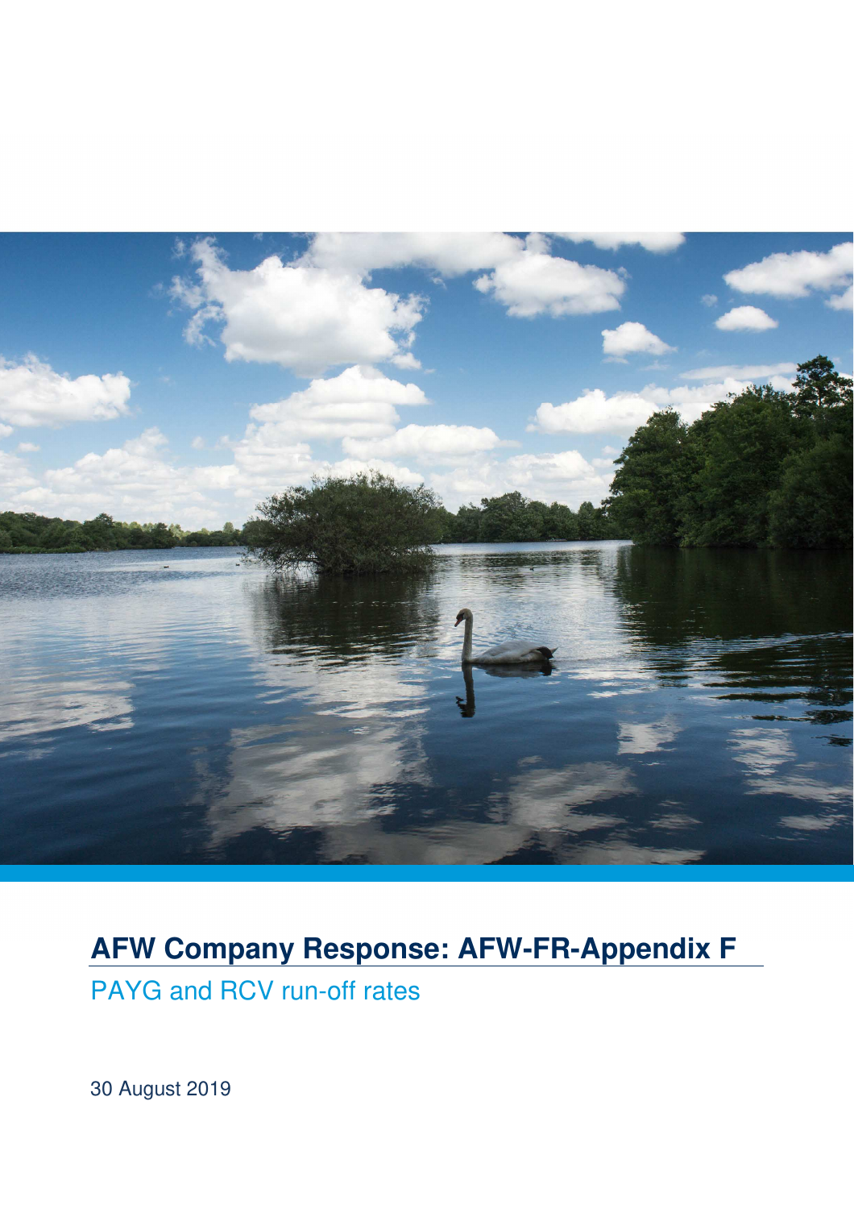# AFW Company Response: AFW-FR-Appendix F

PAYG and RCV run-off rates

30 August 2019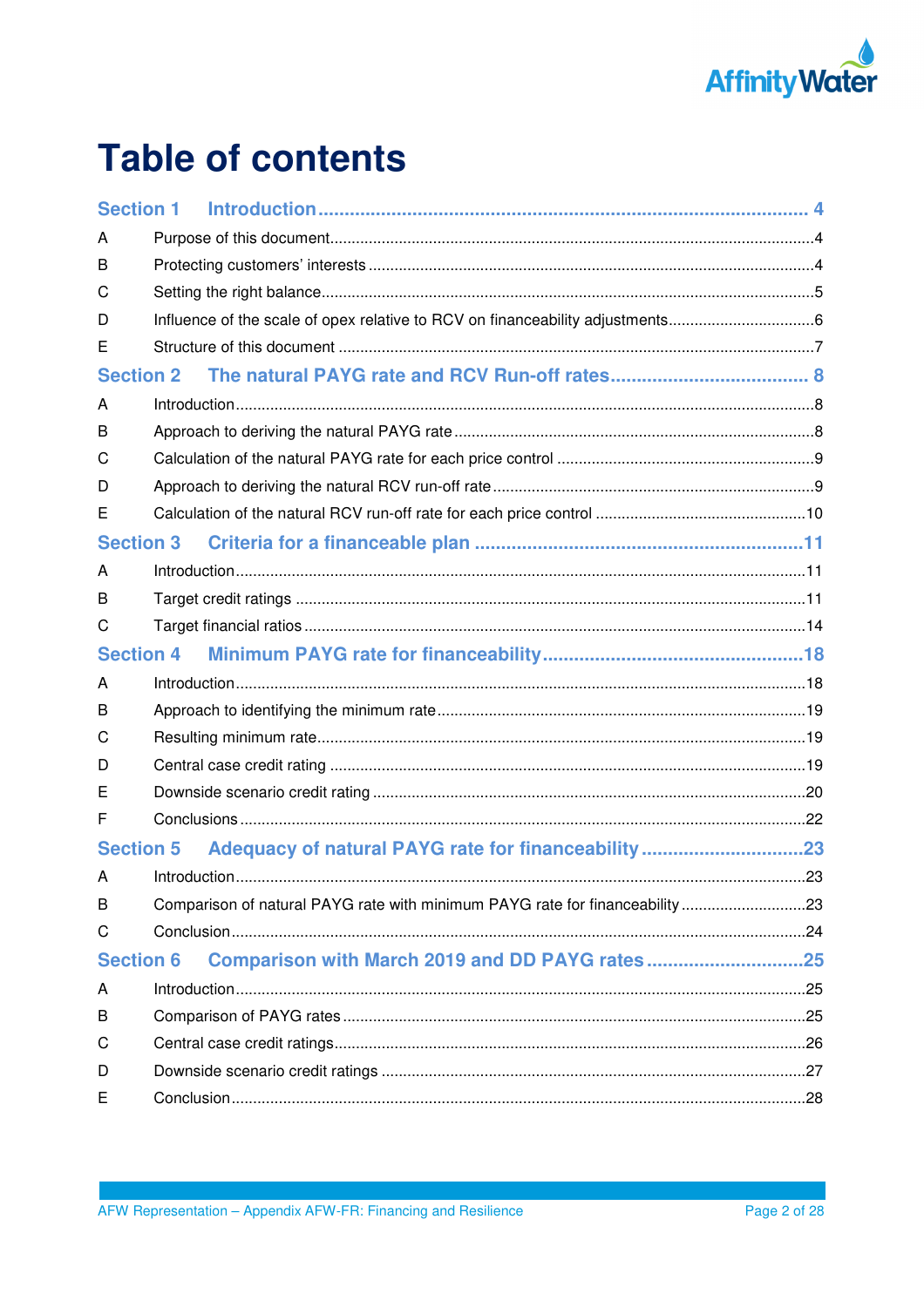# Table of contents

**Section 1 Introduction** ........ 4

- A Purpose of this document ........ 4
- B Protecting customers' interests ........ 4
- C Setting the right balance ........ 5
- D Influence of the scale of opex relative to RCV on financeability adjustments ........ 6
- E Structure of this document ........ 7

**Section 2 The natural PAYG rate and RCV Run-off rates** ........ 8

- A Introduction ........ 8
- B Approach to deriving the natural PAYG rate ........ 8
- C Calculation of the natural PAYG rate for each price control ........ 9
- D Approach to deriving the natural RCV run-off rate ........ 9
- E Calculation of the natural RCV run-off rate for each price control ........ 10

**Section 3 Criteria for a financeable plan** ........ 11

- A Introduction ........ 11
- B Target credit ratings ........ 11
- C Target financial ratios ........ 14

**Section 4 Minimum PAYG rate for financeability** ........ 18

- A Introduction ........ 18
- B Approach to identifying the minimum rate ........ 19
- C Resulting minimum rate ........ 19
- D Central case credit rating ........ 19
- E Downside scenario credit rating ........ 20
- F Conclusions ........ 22

**Section 5 Adequacy of natural PAYG rate for financeability** ........ 23

- A Introduction ........ 23
- B Comparison of natural PAYG rate with minimum PAYG rate for financeability ........ 23
- C Conclusion ........ 24

**Section 6 Comparison with March 2019 and DD PAYG rates** ........ 25

- A Introduction ........ 25
- B Comparison of PAYG rates ........ 25
- C Central case credit ratings ........ 26
- D Downside scenario credit ratings ........ 27
- E Conclusion ........ 28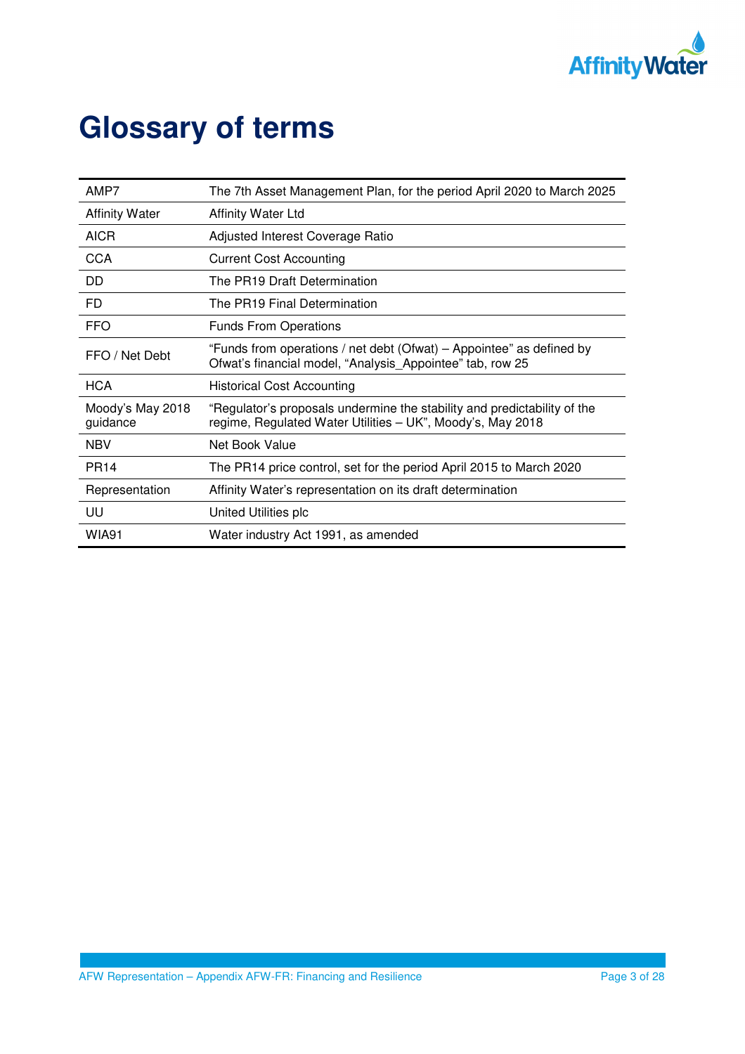# Glossary of terms

| | |
|---|---|
| AMP7 | The 7th Asset Management Plan, for the period April 2020 to March 2025 |
| Affinity Water | Affinity Water Ltd |
| AICR | Adjusted Interest Coverage Ratio |
| CCA | Current Cost Accounting |
| DD | The PR19 Draft Determination |
| FD | The PR19 Final Determination |
| FFO | Funds From Operations |
| FFO / Net Debt | "Funds from operations / net debt (Ofwat) – Appointee" as defined by Ofwat's financial model, "Analysis_Appointee" tab, row 25 |
| HCA | Historical Cost Accounting |
| Moody's May 2018 guidance | "Regulator's proposals undermine the stability and predictability of the regime, Regulated Water Utilities – UK", Moody's, May 2018 |
| NBV | Net Book Value |
| PR14 | The PR14 price control, set for the period April 2015 to March 2020 |
| Representation | Affinity Water's representation on its draft determination |
| UU | United Utilities plc |
| WIA91 | Water industry Act 1991, as amended |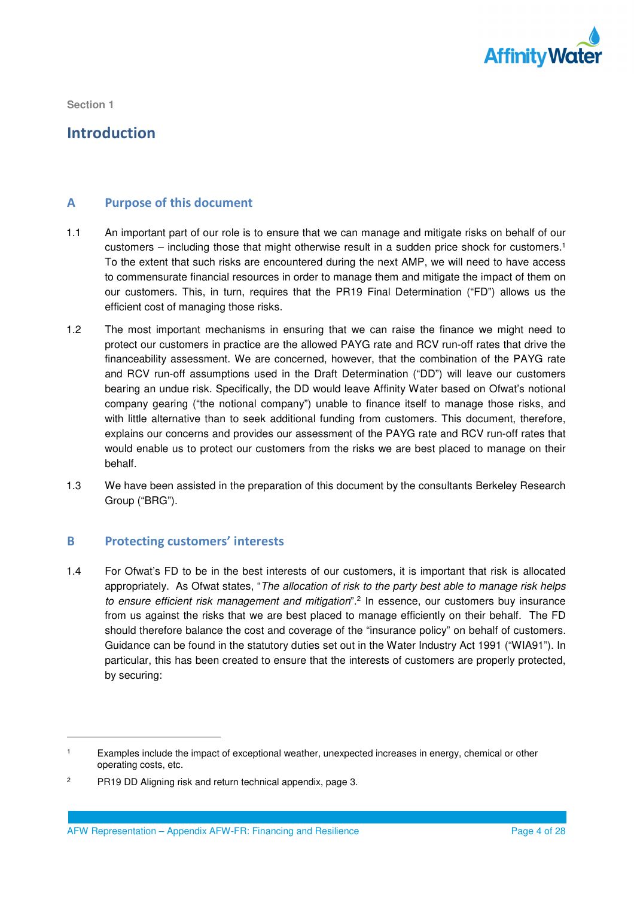Section 1

# Introduction

## A Purpose of this document

1.1 An important part of our role is to ensure that we can manage and mitigate risks on behalf of our customers – including those that might otherwise result in a sudden price shock for customers.[1] To the extent that such risks are encountered during the next AMP, we will need to have access to commensurate financial resources in order to manage them and mitigate the impact of them on our customers. This, in turn, requires that the PR19 Final Determination ("FD") allows us the efficient cost of managing those risks.

1.2 The most important mechanisms in ensuring that we can raise the finance we might need to protect our customers in practice are the allowed PAYG rate and RCV run-off rates that drive the financeability assessment. We are concerned, however, that the combination of the PAYG rate and RCV run-off assumptions used in the Draft Determination ("DD") will leave our customers bearing an undue risk. Specifically, the DD would leave Affinity Water based on Ofwat's notional company gearing ("the notional company") unable to finance itself to manage those risks, and with little alternative than to seek additional funding from customers. This document, therefore, explains our concerns and provides our assessment of the PAYG rate and RCV run-off rates that would enable us to protect our customers from the risks we are best placed to manage on their behalf.

1.3 We have been assisted in the preparation of this document by the consultants Berkeley Research Group ("BRG").

## B Protecting customers' interests

1.4 For Ofwat's FD to be in the best interests of our customers, it is important that risk is allocated appropriately. As Ofwat states, "*The allocation of risk to the party best able to manage risk helps to ensure efficient risk management and mitigation*".[2] In essence, our customers buy insurance from us against the risks that we are best placed to manage efficiently on their behalf. The FD should therefore balance the cost and coverage of the "insurance policy" on behalf of customers. Guidance can be found in the statutory duties set out in the Water Industry Act 1991 ("WIA91"). In particular, this has been created to ensure that the interests of customers are properly protected, by securing:

---

[1] Examples include the impact of exceptional weather, unexpected increases in energy, chemical or other operating costs, etc.

[2] PR19 DD Aligning risk and return technical appendix, page 3.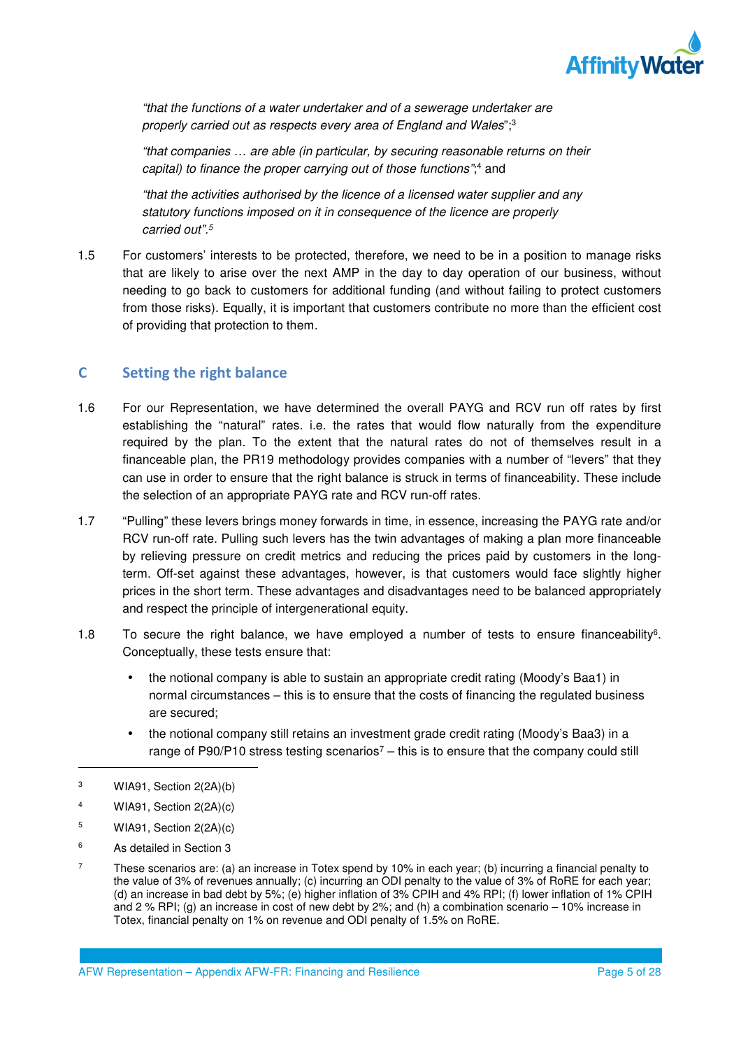*"that the functions of a water undertaker and of a sewerage undertaker are properly carried out as respects every area of England and Wales";*[3]

*"that companies … are able (in particular, by securing reasonable returns on their capital) to finance the proper carrying out of those functions";*[4] and

*"that the activities authorised by the licence of a licensed water supplier and any statutory functions imposed on it in consequence of the licence are properly carried out".*[5]

1.5 For customers' interests to be protected, therefore, we need to be in a position to manage risks that are likely to arise over the next AMP in the day to day operation of our business, without needing to go back to customers for additional funding (and without failing to protect customers from those risks). Equally, it is important that customers contribute no more than the efficient cost of providing that protection to them.

## C Setting the right balance

1.6 For our Representation, we have determined the overall PAYG and RCV run off rates by first establishing the "natural" rates. i.e. the rates that would flow naturally from the expenditure required by the plan. To the extent that the natural rates do not of themselves result in a financeable plan, the PR19 methodology provides companies with a number of "levers" that they can use in order to ensure that the right balance is struck in terms of financeability. These include the selection of an appropriate PAYG rate and RCV run-off rates.

1.7 "Pulling" these levers brings money forwards in time, in essence, increasing the PAYG rate and/or RCV run-off rate. Pulling such levers has the twin advantages of making a plan more financeable by relieving pressure on credit metrics and reducing the prices paid by customers in the long-term. Off-set against these advantages, however, is that customers would face slightly higher prices in the short term. These advantages and disadvantages need to be balanced appropriately and respect the principle of intergenerational equity.

1.8 To secure the right balance, we have employed a number of tests to ensure financeability[6]. Conceptually, these tests ensure that:

- the notional company is able to sustain an appropriate credit rating (Moody's Baa1) in normal circumstances – this is to ensure that the costs of financing the regulated business are secured;
- the notional company still retains an investment grade credit rating (Moody's Baa3) in a range of P90/P10 stress testing scenarios[7] – this is to ensure that the company could still

---

[3] WIA91, Section 2(2A)(b)

[4] WIA91, Section 2(2A)(c)

[5] WIA91, Section 2(2A)(c)

[6] As detailed in Section 3

[7] These scenarios are: (a) an increase in Totex spend by 10% in each year; (b) incurring a financial penalty to the value of 3% of revenues annually; (c) incurring an ODI penalty to the value of 3% of RoRE for each year; (d) an increase in bad debt by 5%; (e) higher inflation of 3% CPIH and 4% RPI; (f) lower inflation of 1% CPIH and 2 % RPI; (g) an increase in cost of new debt by 2%; and (h) a combination scenario – 10% increase in Totex, financial penalty on 1% on revenue and ODI penalty of 1.5% on RoRE.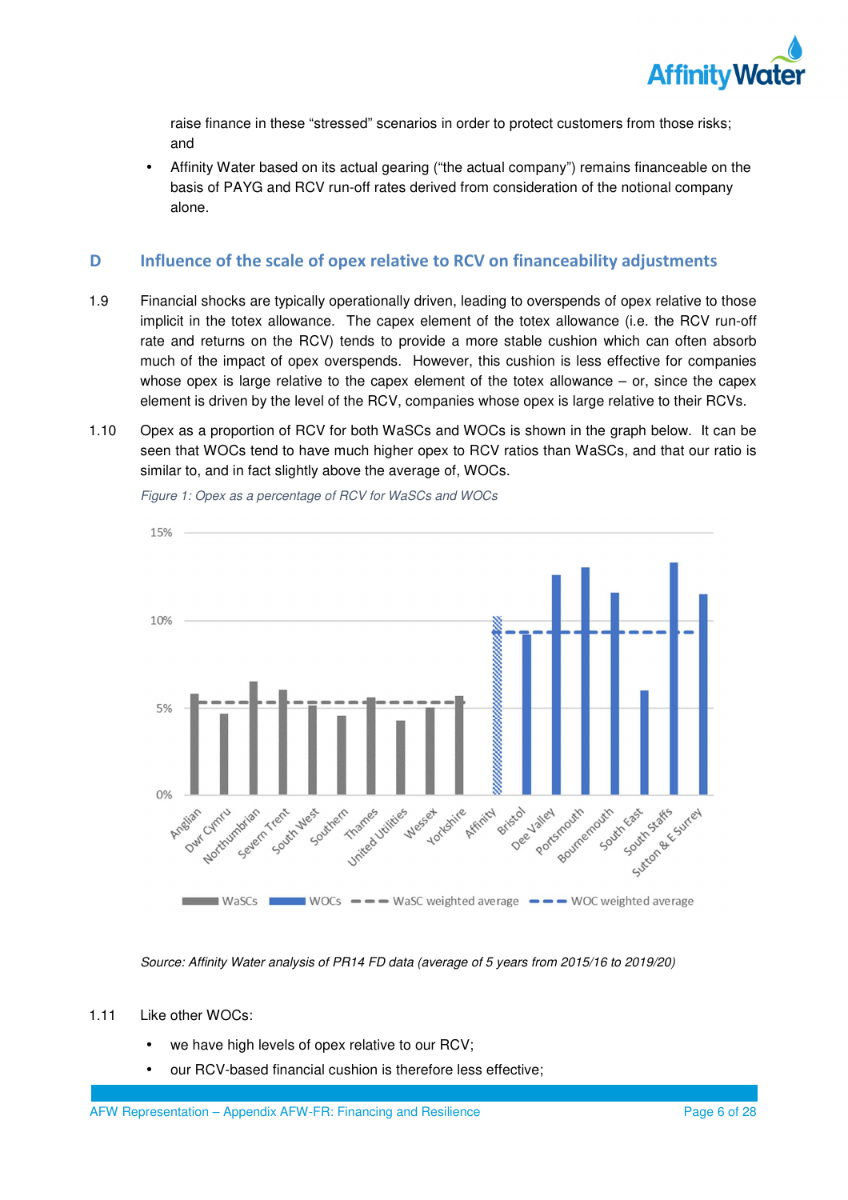raise finance in these “stressed” scenarios in order to protect customers from those risks; and

- Affinity Water based on its actual gearing (“the actual company”) remains financeable on the basis of PAYG and RCV run-off rates derived from consideration of the notional company alone.

## D Influence of the scale of opex relative to RCV on financeability adjustments

1.9 Financial shocks are typically operationally driven, leading to overspends of opex relative to those implicit in the totex allowance. The capex element of the totex allowance (i.e. the RCV run-off rate and returns on the RCV) tends to provide a more stable cushion which can often absorb much of the impact of opex overspends. However, this cushion is less effective for companies whose opex is large relative to the capex element of the totex allowance – or, since the capex element is driven by the level of the RCV, companies whose opex is large relative to their RCVs.

1.10 Opex as a proportion of RCV for both WaSCs and WOCs is shown in the graph below. It can be seen that WOCs tend to have much higher opex to RCV ratios than WaSCs, and that our ratio is similar to, and in fact slightly above the average of, WOCs.

*Figure 1: Opex as a percentage of RCV for WaSCs and WOCs*

*Source: Affinity Water analysis of PR14 FD data (average of 5 years from 2015/16 to 2019/20)*

1.11 Like other WOCs:

- we have high levels of opex relative to our RCV;
- our RCV-based financial cushion is therefore less effective;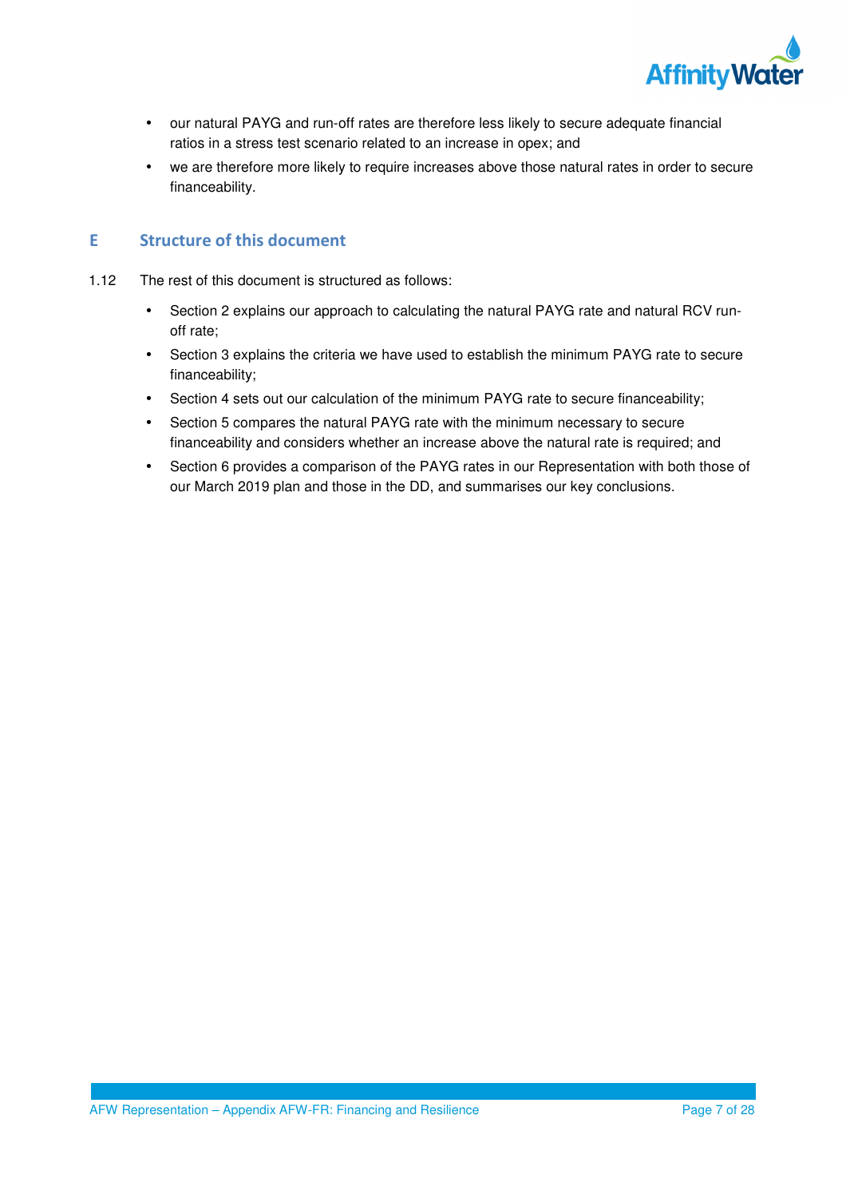- our natural PAYG and run-off rates are therefore less likely to secure adequate financial ratios in a stress test scenario related to an increase in opex; and
- we are therefore more likely to require increases above those natural rates in order to secure financeability.

## E Structure of this document

1.12 The rest of this document is structured as follows:

- Section 2 explains our approach to calculating the natural PAYG rate and natural RCV run-off rate;
- Section 3 explains the criteria we have used to establish the minimum PAYG rate to secure financeability;
- Section 4 sets out our calculation of the minimum PAYG rate to secure financeability;
- Section 5 compares the natural PAYG rate with the minimum necessary to secure financeability and considers whether an increase above the natural rate is required; and
- Section 6 provides a comparison of the PAYG rates in our Representation with both those of our March 2019 plan and those in the DD, and summarises our key conclusions.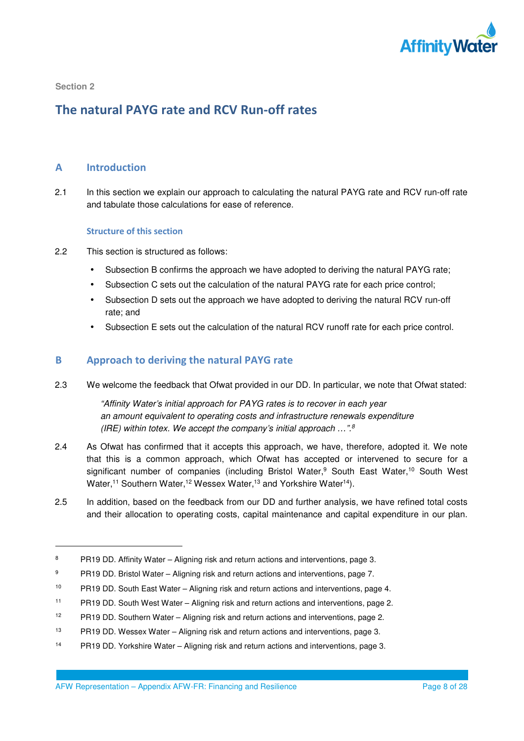Section 2

# The natural PAYG rate and RCV Run-off rates

## A Introduction

2.1 In this section we explain our approach to calculating the natural PAYG rate and RCV run-off rate and tabulate those calculations for ease of reference.

### Structure of this section

2.2 This section is structured as follows:

- Subsection B confirms the approach we have adopted to deriving the natural PAYG rate;
- Subsection C sets out the calculation of the natural PAYG rate for each price control;
- Subsection D sets out the approach we have adopted to deriving the natural RCV run-off rate; and
- Subsection E sets out the calculation of the natural RCV runoff rate for each price control.

## B Approach to deriving the natural PAYG rate

2.3 We welcome the feedback that Ofwat provided in our DD. In particular, we note that Ofwat stated:

> *"Affinity Water's initial approach for PAYG rates is to recover in each year an amount equivalent to operating costs and infrastructure renewals expenditure (IRE) within totex. We accept the company's initial approach …".*[8]

2.4 As Ofwat has confirmed that it accepts this approach, we have, therefore, adopted it. We note that this is a common approach, which Ofwat has accepted or intervened to secure for a significant number of companies (including Bristol Water,[9] South East Water,[10] South West Water,[11] Southern Water,[12] Wessex Water,[13] and Yorkshire Water[14]).

2.5 In addition, based on the feedback from our DD and further analysis, we have refined total costs and their allocation to operating costs, capital maintenance and capital expenditure in our plan.

---

[8] PR19 DD. Affinity Water – Aligning risk and return actions and interventions, page 3.

[9] PR19 DD. Bristol Water – Aligning risk and return actions and interventions, page 7.

[10] PR19 DD. South East Water – Aligning risk and return actions and interventions, page 4.

[11] PR19 DD. South West Water – Aligning risk and return actions and interventions, page 2.

[12] PR19 DD. Southern Water – Aligning risk and return actions and interventions, page 2.

[13] PR19 DD. Wessex Water – Aligning risk and return actions and interventions, page 3.

[14] PR19 DD. Yorkshire Water – Aligning risk and return actions and interventions, page 3.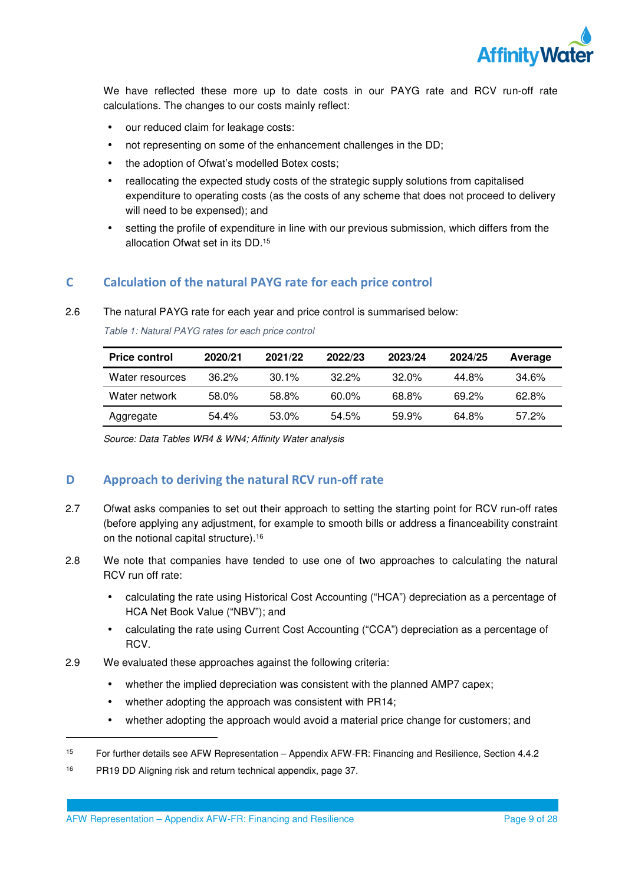We have reflected these more up to date costs in our PAYG rate and RCV run-off rate calculations. The changes to our costs mainly reflect:

- our reduced claim for leakage costs:
- not representing on some of the enhancement challenges in the DD;
- the adoption of Ofwat's modelled Botex costs;
- reallocating the expected study costs of the strategic supply solutions from capitalised expenditure to operating costs (as the costs of any scheme that does not proceed to delivery will need to be expensed); and
- setting the profile of expenditure in line with our previous submission, which differs from the allocation Ofwat set in its DD.[15]

## C Calculation of the natural PAYG rate for each price control

2.6 The natural PAYG rate for each year and price control is summarised below:

*Table 1: Natural PAYG rates for each price control*

| Price control | 2020/21 | 2021/22 | 2022/23 | 2023/24 | 2024/25 | Average |
|---|---|---|---|---|---|---|
| Water resources | 36.2% | 30.1% | 32.2% | 32.0% | 44.8% | 34.6% |
| Water network | 58.0% | 58.8% | 60.0% | 68.8% | 69.2% | 62.8% |
| Aggregate | 54.4% | 53.0% | 54.5% | 59.9% | 64.8% | 57.2% |

*Source: Data Tables WR4 & WN4; Affinity Water analysis*

## D Approach to deriving the natural RCV run-off rate

2.7 Ofwat asks companies to set out their approach to setting the starting point for RCV run-off rates (before applying any adjustment, for example to smooth bills or address a financeability constraint on the notional capital structure).[16]

2.8 We note that companies have tended to use one of two approaches to calculating the natural RCV run off rate:

- calculating the rate using Historical Cost Accounting ("HCA") depreciation as a percentage of HCA Net Book Value ("NBV"); and
- calculating the rate using Current Cost Accounting ("CCA") depreciation as a percentage of RCV.

2.9 We evaluated these approaches against the following criteria:

- whether the implied depreciation was consistent with the planned AMP7 capex;
- whether adopting the approach was consistent with PR14;
- whether adopting the approach would avoid a material price change for customers; and

---

[15] For further details see AFW Representation – Appendix AFW-FR: Financing and Resilience, Section 4.4.2

[16] PR19 DD Aligning risk and return technical appendix, page 37.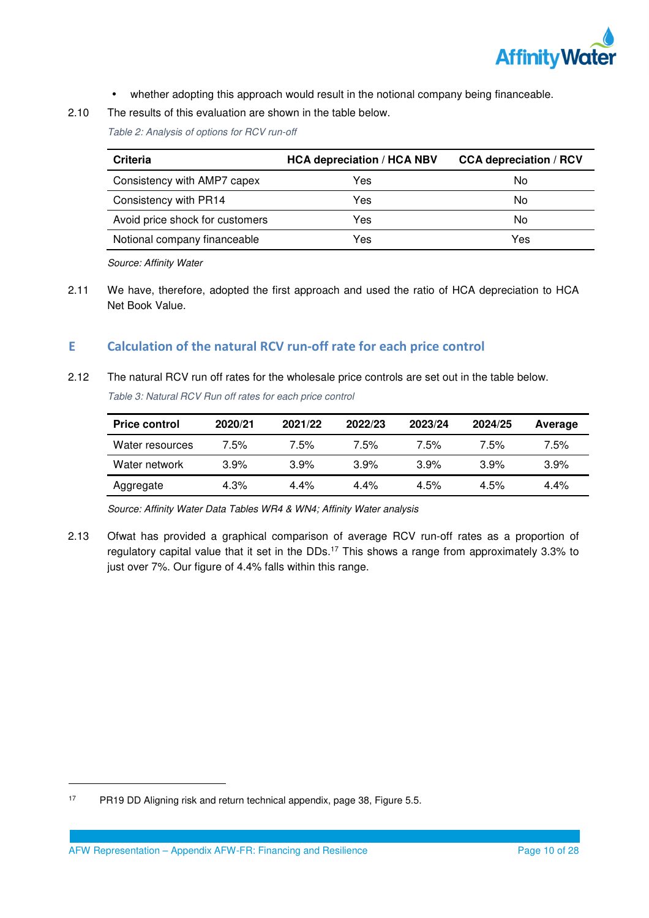- whether adopting this approach would result in the notional company being financeable.

2.10 The results of this evaluation are shown in the table below.

*Table 2: Analysis of options for RCV run-off*

| Criteria | HCA depreciation / HCA NBV | CCA depreciation / RCV |
|---|---|---|
| Consistency with AMP7 capex | Yes | No |
| Consistency with PR14 | Yes | No |
| Avoid price shock for customers | Yes | No |
| Notional company financeable | Yes | Yes |

*Source: Affinity Water*

2.11 We have, therefore, adopted the first approach and used the ratio of HCA depreciation to HCA Net Book Value.

## E Calculation of the natural RCV run-off rate for each price control

2.12 The natural RCV run off rates for the wholesale price controls are set out in the table below.

*Table 3: Natural RCV Run off rates for each price control*

| Price control | 2020/21 | 2021/22 | 2022/23 | 2023/24 | 2024/25 | Average |
|---|---|---|---|---|---|---|
| Water resources | 7.5% | 7.5% | 7.5% | 7.5% | 7.5% | 7.5% |
| Water network | 3.9% | 3.9% | 3.9% | 3.9% | 3.9% | 3.9% |
| Aggregate | 4.3% | 4.4% | 4.4% | 4.5% | 4.5% | 4.4% |

*Source: Affinity Water Data Tables WR4 & WN4; Affinity Water analysis*

2.13 Ofwat has provided a graphical comparison of average RCV run-off rates as a proportion of regulatory capital value that it set in the DDs.[17] This shows a range from approximately 3.3% to just over 7%. Our figure of 4.4% falls within this range.

[17] PR19 DD Aligning risk and return technical appendix, page 38, Figure 5.5.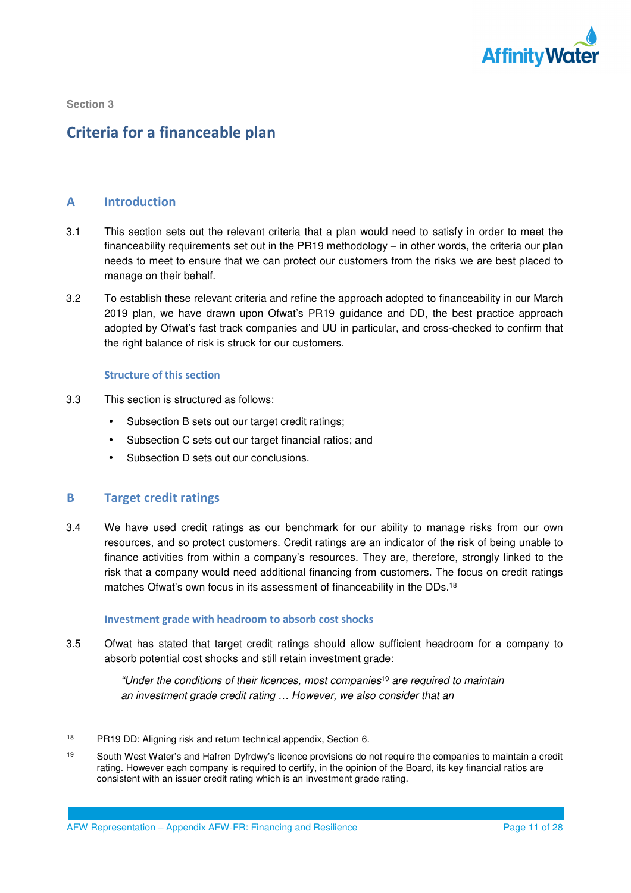Section 3

# Criteria for a financeable plan

## A Introduction

3.1 This section sets out the relevant criteria that a plan would need to satisfy in order to meet the financeability requirements set out in the PR19 methodology – in other words, the criteria our plan needs to meet to ensure that we can protect our customers from the risks we are best placed to manage on their behalf.

3.2 To establish these relevant criteria and refine the approach adopted to financeability in our March 2019 plan, we have drawn upon Ofwat's PR19 guidance and DD, the best practice approach adopted by Ofwat's fast track companies and UU in particular, and cross-checked to confirm that the right balance of risk is struck for our customers.

### Structure of this section

3.3 This section is structured as follows:

- Subsection B sets out our target credit ratings;
- Subsection C sets out our target financial ratios; and
- Subsection D sets out our conclusions.

## B Target credit ratings

3.4 We have used credit ratings as our benchmark for our ability to manage risks from our own resources, and so protect customers. Credit ratings are an indicator of the risk of being unable to finance activities from within a company's resources. They are, therefore, strongly linked to the risk that a company would need additional financing from customers. The focus on credit ratings matches Ofwat's own focus in its assessment of financeability in the DDs.[18]

### Investment grade with headroom to absorb cost shocks

3.5 Ofwat has stated that target credit ratings should allow sufficient headroom for a company to absorb potential cost shocks and still retain investment grade:

> *"Under the conditions of their licences, most companies[19] are required to maintain an investment grade credit rating … However, we also consider that an*

---

[18] PR19 DD: Aligning risk and return technical appendix, Section 6.

[19] South West Water's and Hafren Dyfrdwy's licence provisions do not require the companies to maintain a credit rating. However each company is required to certify, in the opinion of the Board, its key financial ratios are consistent with an issuer credit rating which is an investment grade rating.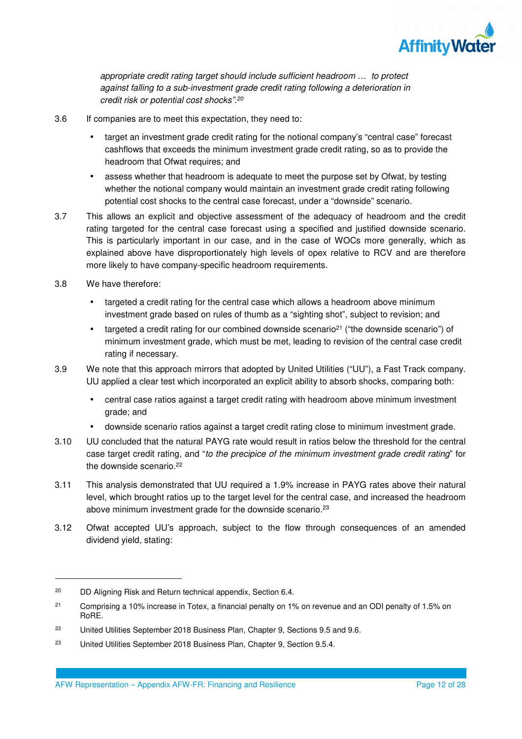*appropriate credit rating target should include sufficient headroom … to protect against falling to a sub-investment grade credit rating following a deterioration in credit risk or potential cost shocks".*[20]

3.6 If companies are to meet this expectation, they need to:

- target an investment grade credit rating for the notional company's "central case" forecast cashflows that exceeds the minimum investment grade credit rating, so as to provide the headroom that Ofwat requires; and
- assess whether that headroom is adequate to meet the purpose set by Ofwat, by testing whether the notional company would maintain an investment grade credit rating following potential cost shocks to the central case forecast, under a "downside" scenario.

3.7 This allows an explicit and objective assessment of the adequacy of headroom and the credit rating targeted for the central case forecast using a specified and justified downside scenario. This is particularly important in our case, and in the case of WOCs more generally, which as explained above have disproportionately high levels of opex relative to RCV and are therefore more likely to have company-specific headroom requirements.

3.8 We have therefore:

- targeted a credit rating for the central case which allows a headroom above minimum investment grade based on rules of thumb as a "sighting shot", subject to revision; and
- targeted a credit rating for our combined downside scenario[21] ("the downside scenario") of minimum investment grade, which must be met, leading to revision of the central case credit rating if necessary.

3.9 We note that this approach mirrors that adopted by United Utilities ("UU"), a Fast Track company. UU applied a clear test which incorporated an explicit ability to absorb shocks, comparing both:

- central case ratios against a target credit rating with headroom above minimum investment grade; and
- downside scenario ratios against a target credit rating close to minimum investment grade.

3.10 UU concluded that the natural PAYG rate would result in ratios below the threshold for the central case target credit rating, and "*to the precipice of the minimum investment grade credit rating*" for the downside scenario.[22]

3.11 This analysis demonstrated that UU required a 1.9% increase in PAYG rates above their natural level, which brought ratios up to the target level for the central case, and increased the headroom above minimum investment grade for the downside scenario.[23]

3.12 Ofwat accepted UU's approach, subject to the flow through consequences of an amended dividend yield, stating:

---

[20] DD Aligning Risk and Return technical appendix, Section 6.4.

[21] Comprising a 10% increase in Totex, a financial penalty on 1% on revenue and an ODI penalty of 1.5% on RoRE.

[22] United Utilities September 2018 Business Plan, Chapter 9, Sections 9.5 and 9.6.

[23] United Utilities September 2018 Business Plan, Chapter 9, Section 9.5.4.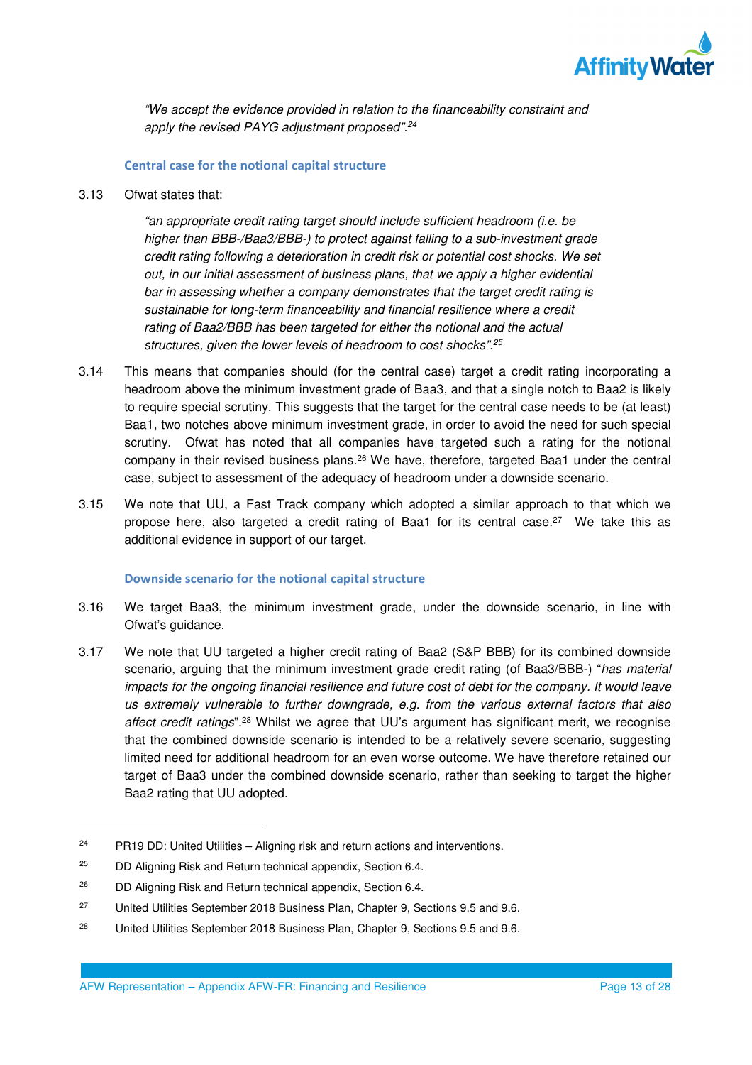*"We accept the evidence provided in relation to the financeability constraint and apply the revised PAYG adjustment proposed".*[24]

### Central case for the notional capital structure

3.13 Ofwat states that:

*"an appropriate credit rating target should include sufficient headroom (i.e. be higher than BBB-/Baa3/BBB-) to protect against falling to a sub-investment grade credit rating following a deterioration in credit risk or potential cost shocks. We set out, in our initial assessment of business plans, that we apply a higher evidential bar in assessing whether a company demonstrates that the target credit rating is sustainable for long-term financeability and financial resilience where a credit rating of Baa2/BBB has been targeted for either the notional and the actual structures, given the lower levels of headroom to cost shocks".*[25]

3.14 This means that companies should (for the central case) target a credit rating incorporating a headroom above the minimum investment grade of Baa3, and that a single notch to Baa2 is likely to require special scrutiny. This suggests that the target for the central case needs to be (at least) Baa1, two notches above minimum investment grade, in order to avoid the need for such special scrutiny. Ofwat has noted that all companies have targeted such a rating for the notional company in their revised business plans.[26] We have, therefore, targeted Baa1 under the central case, subject to assessment of the adequacy of headroom under a downside scenario.

3.15 We note that UU, a Fast Track company which adopted a similar approach to that which we propose here, also targeted a credit rating of Baa1 for its central case.[27] We take this as additional evidence in support of our target.

### Downside scenario for the notional capital structure

3.16 We target Baa3, the minimum investment grade, under the downside scenario, in line with Ofwat's guidance.

3.17 We note that UU targeted a higher credit rating of Baa2 (S&P BBB) for its combined downside scenario, arguing that the minimum investment grade credit rating (of Baa3/BBB-) "*has material impacts for the ongoing financial resilience and future cost of debt for the company. It would leave us extremely vulnerable to further downgrade, e.g. from the various external factors that also affect credit ratings*".[28] Whilst we agree that UU's argument has significant merit, we recognise that the combined downside scenario is intended to be a relatively severe scenario, suggesting limited need for additional headroom for an even worse outcome. We have therefore retained our target of Baa3 under the combined downside scenario, rather than seeking to target the higher Baa2 rating that UU adopted.

---

[24] PR19 DD: United Utilities – Aligning risk and return actions and interventions.

[25] DD Aligning Risk and Return technical appendix, Section 6.4.

[26] DD Aligning Risk and Return technical appendix, Section 6.4.

[27] United Utilities September 2018 Business Plan, Chapter 9, Sections 9.5 and 9.6.

[28] United Utilities September 2018 Business Plan, Chapter 9, Sections 9.5 and 9.6.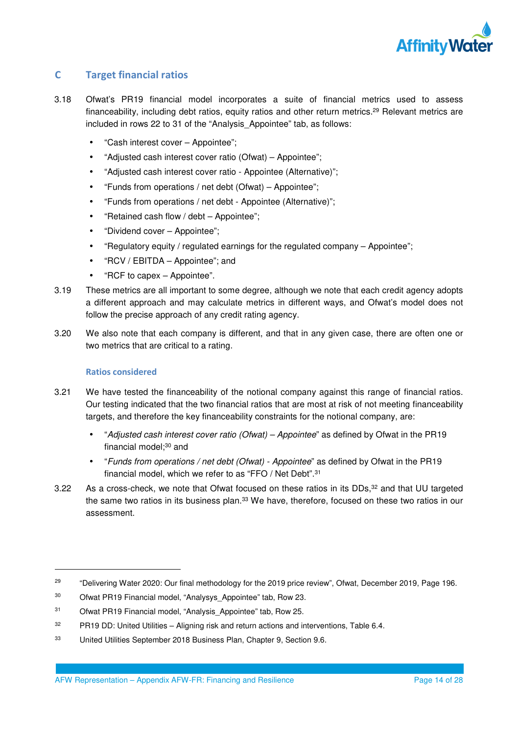## C Target financial ratios

3.18 Ofwat's PR19 financial model incorporates a suite of financial metrics used to assess financeability, including debt ratios, equity ratios and other return metrics.[29] Relevant metrics are included in rows 22 to 31 of the "Analysis_Appointee" tab, as follows:

- "Cash interest cover – Appointee";
- "Adjusted cash interest cover ratio (Ofwat) – Appointee";
- "Adjusted cash interest cover ratio - Appointee (Alternative)";
- "Funds from operations / net debt (Ofwat) – Appointee";
- "Funds from operations / net debt - Appointee (Alternative)";
- "Retained cash flow / debt – Appointee";
- "Dividend cover – Appointee";
- "Regulatory equity / regulated earnings for the regulated company – Appointee";
- "RCV / EBITDA – Appointee"; and
- "RCF to capex – Appointee".

3.19 These metrics are all important to some degree, although we note that each credit agency adopts a different approach and may calculate metrics in different ways, and Ofwat's model does not follow the precise approach of any credit rating agency.

3.20 We also note that each company is different, and that in any given case, there are often one or two metrics that are critical to a rating.

### Ratios considered

3.21 We have tested the financeability of the notional company against this range of financial ratios. Our testing indicated that the two financial ratios that are most at risk of not meeting financeability targets, and therefore the key financeability constraints for the notional company, are:

- "*Adjusted cash interest cover ratio (Ofwat) – Appointee*" as defined by Ofwat in the PR19 financial model;[30] and
- "*Funds from operations / net debt (Ofwat) - Appointee*" as defined by Ofwat in the PR19 financial model, which we refer to as "FFO / Net Debt".[31]

3.22 As a cross-check, we note that Ofwat focused on these ratios in its DDs,[32] and that UU targeted the same two ratios in its business plan.[33] We have, therefore, focused on these two ratios in our assessment.

---

[29] "Delivering Water 2020: Our final methodology for the 2019 price review", Ofwat, December 2019, Page 196.

[30] Ofwat PR19 Financial model, "Analysys_Appointee" tab, Row 23.

[31] Ofwat PR19 Financial model, "Analysis_Appointee" tab, Row 25.

[32] PR19 DD: United Utilities – Aligning risk and return actions and interventions, Table 6.4.

[33] United Utilities September 2018 Business Plan, Chapter 9, Section 9.6.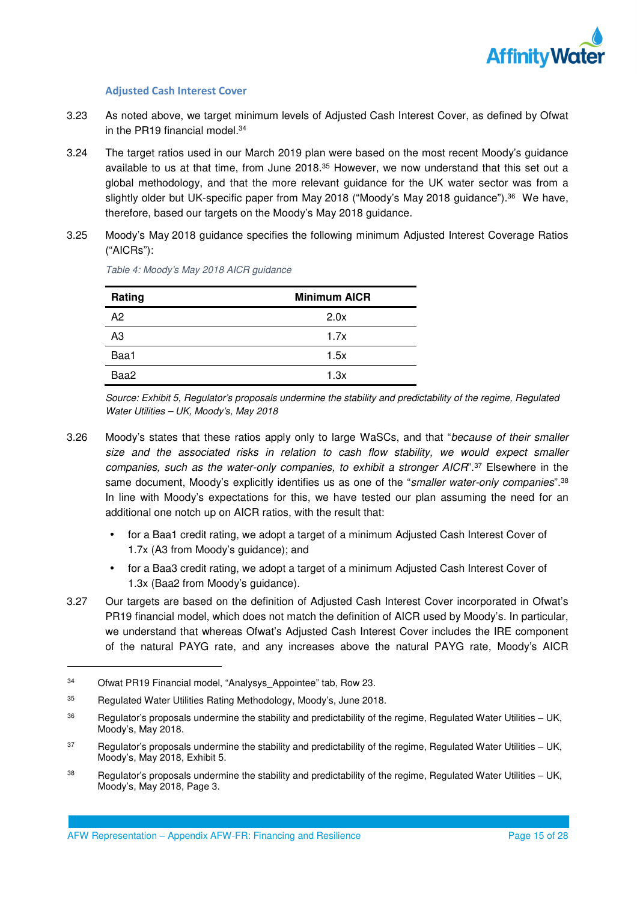### Adjusted Cash Interest Cover

3.23 As noted above, we target minimum levels of Adjusted Cash Interest Cover, as defined by Ofwat in the PR19 financial model.[34]

3.24 The target ratios used in our March 2019 plan were based on the most recent Moody's guidance available to us at that time, from June 2018.[35] However, we now understand that this set out a global methodology, and that the more relevant guidance for the UK water sector was from a slightly older but UK-specific paper from May 2018 ("Moody's May 2018 guidance").[36] We have, therefore, based our targets on the Moody's May 2018 guidance.

3.25 Moody's May 2018 guidance specifies the following minimum Adjusted Interest Coverage Ratios ("AICRs"):

*Table 4: Moody's May 2018 AICR guidance*

| Rating | Minimum AICR |
|---|---|
| A2 | 2.0x |
| A3 | 1.7x |
| Baa1 | 1.5x |
| Baa2 | 1.3x |

*Source: Exhibit 5, Regulator's proposals undermine the stability and predictability of the regime, Regulated Water Utilities – UK, Moody's, May 2018*

3.26 Moody's states that these ratios apply only to large WaSCs, and that "*because of their smaller size and the associated risks in relation to cash flow stability, we would expect smaller companies, such as the water-only companies, to exhibit a stronger AICR*".[37] Elsewhere in the same document, Moody's explicitly identifies us as one of the "*smaller water-only companies*".[38] In line with Moody's expectations for this, we have tested our plan assuming the need for an additional one notch up on AICR ratios, with the result that:

- for a Baa1 credit rating, we adopt a target of a minimum Adjusted Cash Interest Cover of 1.7x (A3 from Moody's guidance); and
- for a Baa3 credit rating, we adopt a target of a minimum Adjusted Cash Interest Cover of 1.3x (Baa2 from Moody's guidance).

3.27 Our targets are based on the definition of Adjusted Cash Interest Cover incorporated in Ofwat's PR19 financial model, which does not match the definition of AICR used by Moody's. In particular, we understand that whereas Ofwat's Adjusted Cash Interest Cover includes the IRE component of the natural PAYG rate, and any increases above the natural PAYG rate, Moody's AICR

---

[34] Ofwat PR19 Financial model, "Analysys_Appointee" tab, Row 23.

[35] Regulated Water Utilities Rating Methodology, Moody's, June 2018.

[36] Regulator's proposals undermine the stability and predictability of the regime, Regulated Water Utilities – UK, Moody's, May 2018.

[37] Regulator's proposals undermine the stability and predictability of the regime, Regulated Water Utilities – UK, Moody's, May 2018, Exhibit 5.

[38] Regulator's proposals undermine the stability and predictability of the regime, Regulated Water Utilities – UK, Moody's, May 2018, Page 3.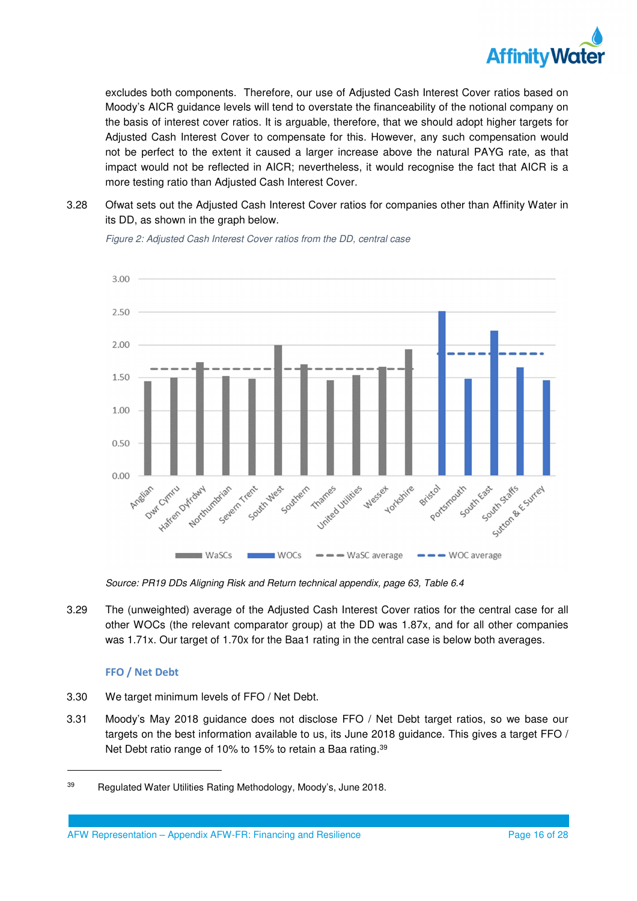excludes both components. Therefore, our use of Adjusted Cash Interest Cover ratios based on Moody's AICR guidance levels will tend to overstate the financeability of the notional company on the basis of interest cover ratios. It is arguable, therefore, that we should adopt higher targets for Adjusted Cash Interest Cover to compensate for this. However, any such compensation would not be perfect to the extent it caused a larger increase above the natural PAYG rate, as that impact would not be reflected in AICR; nevertheless, it would recognise the fact that AICR is a more testing ratio than Adjusted Cash Interest Cover.

3.28 Ofwat sets out the Adjusted Cash Interest Cover ratios for companies other than Affinity Water in its DD, as shown in the graph below.

*Figure 2: Adjusted Cash Interest Cover ratios from the DD, central case*

*Source: PR19 DDs Aligning Risk and Return technical appendix, page 63, Table 6.4*

3.29 The (unweighted) average of the Adjusted Cash Interest Cover ratios for the central case for all other WOCs (the relevant comparator group) at the DD was 1.87x, and for all other companies was 1.71x. Our target of 1.70x for the Baa1 rating in the central case is below both averages.

### FFO / Net Debt

3.30 We target minimum levels of FFO / Net Debt.

3.31 Moody's May 2018 guidance does not disclose FFO / Net Debt target ratios, so we base our targets on the best information available to us, its June 2018 guidance. This gives a target FFO / Net Debt ratio range of 10% to 15% to retain a Baa rating.[39]

---

[39] Regulated Water Utilities Rating Methodology, Moody's, June 2018.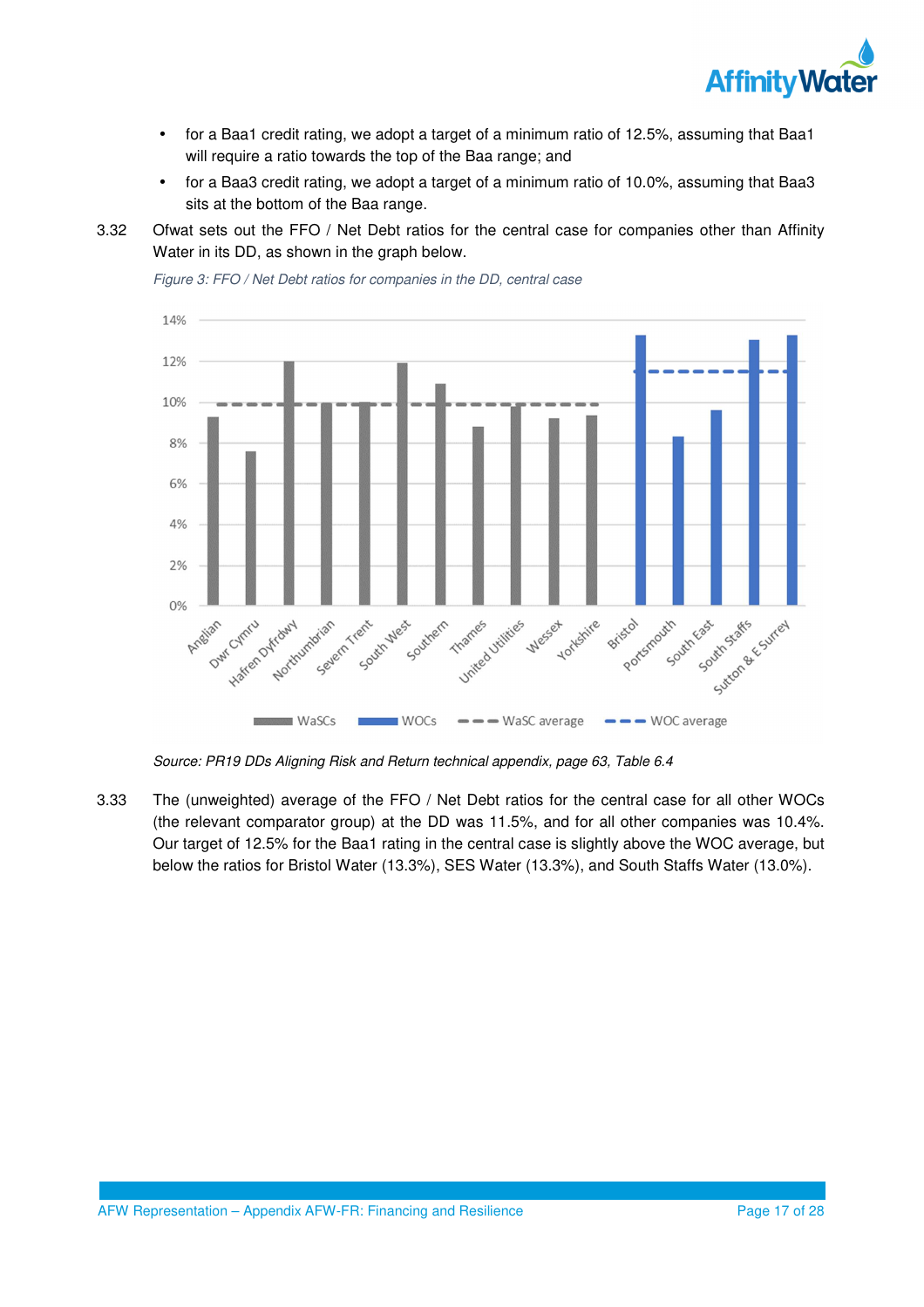- for a Baa1 credit rating, we adopt a target of a minimum ratio of 12.5%, assuming that Baa1 will require a ratio towards the top of the Baa range; and
- for a Baa3 credit rating, we adopt a target of a minimum ratio of 10.0%, assuming that Baa3 sits at the bottom of the Baa range.

3.32 Ofwat sets out the FFO / Net Debt ratios for the central case for companies other than Affinity Water in its DD, as shown in the graph below.

*Figure 3: FFO / Net Debt ratios for companies in the DD, central case*

*Source: PR19 DDs Aligning Risk and Return technical appendix, page 63, Table 6.4*

3.33 The (unweighted) average of the FFO / Net Debt ratios for the central case for all other WOCs (the relevant comparator group) at the DD was 11.5%, and for all other companies was 10.4%. Our target of 12.5% for the Baa1 rating in the central case is slightly above the WOC average, but below the ratios for Bristol Water (13.3%), SES Water (13.3%), and South Staffs Water (13.0%).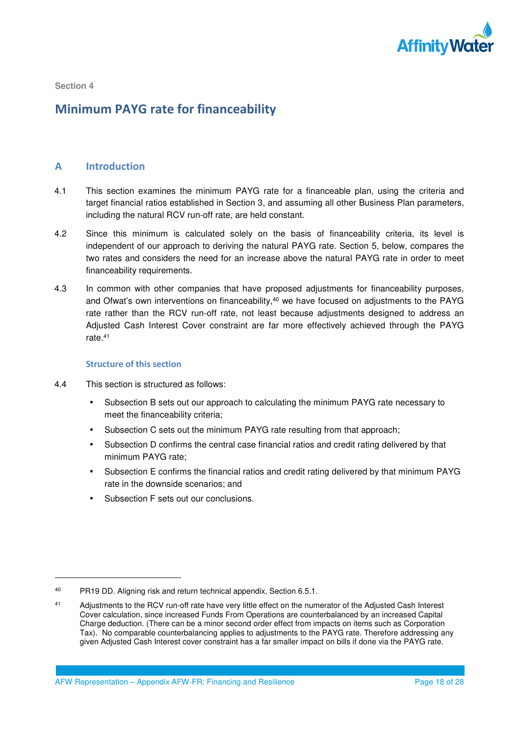Section 4

# Minimum PAYG rate for financeability

## A Introduction

4.1 This section examines the minimum PAYG rate for a financeable plan, using the criteria and target financial ratios established in Section 3, and assuming all other Business Plan parameters, including the natural RCV run-off rate, are held constant.

4.2 Since this minimum is calculated solely on the basis of financeability criteria, its level is independent of our approach to deriving the natural PAYG rate. Section 5, below, compares the two rates and considers the need for an increase above the natural PAYG rate in order to meet financeability requirements.

4.3 In common with other companies that have proposed adjustments for financeability purposes, and Ofwat's own interventions on financeability,[40] we have focused on adjustments to the PAYG rate rather than the RCV run-off rate, not least because adjustments designed to address an Adjusted Cash Interest Cover constraint are far more effectively achieved through the PAYG rate.[41]

### Structure of this section

4.4 This section is structured as follows:

- Subsection B sets out our approach to calculating the minimum PAYG rate necessary to meet the financeability criteria;
- Subsection C sets out the minimum PAYG rate resulting from that approach;
- Subsection D confirms the central case financial ratios and credit rating delivered by that minimum PAYG rate;
- Subsection E confirms the financial ratios and credit rating delivered by that minimum PAYG rate in the downside scenarios; and
- Subsection F sets out our conclusions.

---

[40] PR19 DD. Aligning risk and return technical appendix, Section 6.5.1.

[41] Adjustments to the RCV run-off rate have very little effect on the numerator of the Adjusted Cash Interest Cover calculation, since increased Funds From Operations are counterbalanced by an increased Capital Charge deduction. (There can be a minor second order effect from impacts on items such as Corporation Tax). No comparable counterbalancing applies to adjustments to the PAYG rate. Therefore addressing any given Adjusted Cash Interest cover constraint has a far smaller impact on bills if done via the PAYG rate.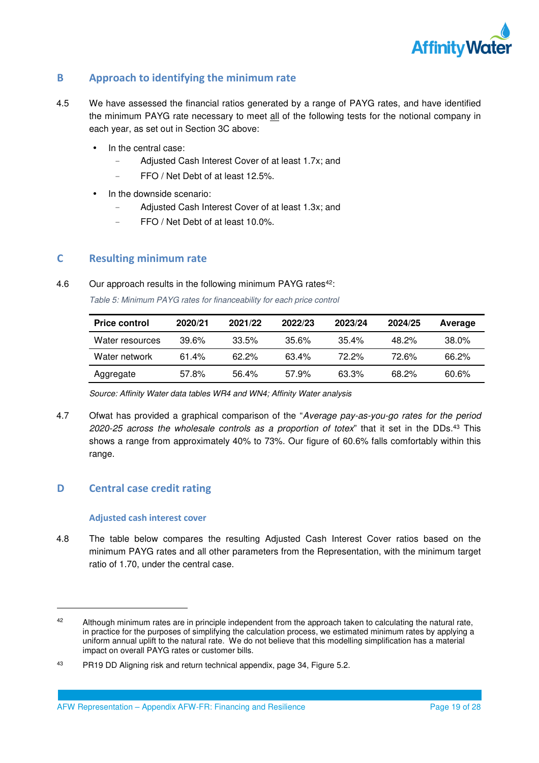## B Approach to identifying the minimum rate

4.5 We have assessed the financial ratios generated by a range of PAYG rates, and have identified the minimum PAYG rate necessary to meet all of the following tests for the notional company in each year, as set out in Section 3C above:

- In the central case:
  - Adjusted Cash Interest Cover of at least 1.7x; and
  - FFO / Net Debt of at least 12.5%.
- In the downside scenario:
  - Adjusted Cash Interest Cover of at least 1.3x; and
  - FFO / Net Debt of at least 10.0%.

## C Resulting minimum rate

4.6 Our approach results in the following minimum PAYG rates[42]:

*Table 5: Minimum PAYG rates for financeability for each price control*

| Price control | 2020/21 | 2021/22 | 2022/23 | 2023/24 | 2024/25 | Average |
|---|---|---|---|---|---|---|
| Water resources | 39.6% | 33.5% | 35.6% | 35.4% | 48.2% | 38.0% |
| Water network | 61.4% | 62.2% | 63.4% | 72.2% | 72.6% | 66.2% |
| Aggregate | 57.8% | 56.4% | 57.9% | 63.3% | 68.2% | 60.6% |

*Source: Affinity Water data tables WR4 and WN4; Affinity Water analysis*

4.7 Ofwat has provided a graphical comparison of the "*Average pay-as-you-go rates for the period 2020-25 across the wholesale controls as a proportion of totex*" that it set in the DDs.[43] This shows a range from approximately 40% to 73%. Our figure of 60.6% falls comfortably within this range.

## D Central case credit rating

### Adjusted cash interest cover

4.8 The table below compares the resulting Adjusted Cash Interest Cover ratios based on the minimum PAYG rates and all other parameters from the Representation, with the minimum target ratio of 1.70, under the central case.

---

[42] Although minimum rates are in principle independent from the approach taken to calculating the natural rate, in practice for the purposes of simplifying the calculation process, we estimated minimum rates by applying a uniform annual uplift to the natural rate. We do not believe that this modelling simplification has a material impact on overall PAYG rates or customer bills.

[43] PR19 DD Aligning risk and return technical appendix, page 34, Figure 5.2.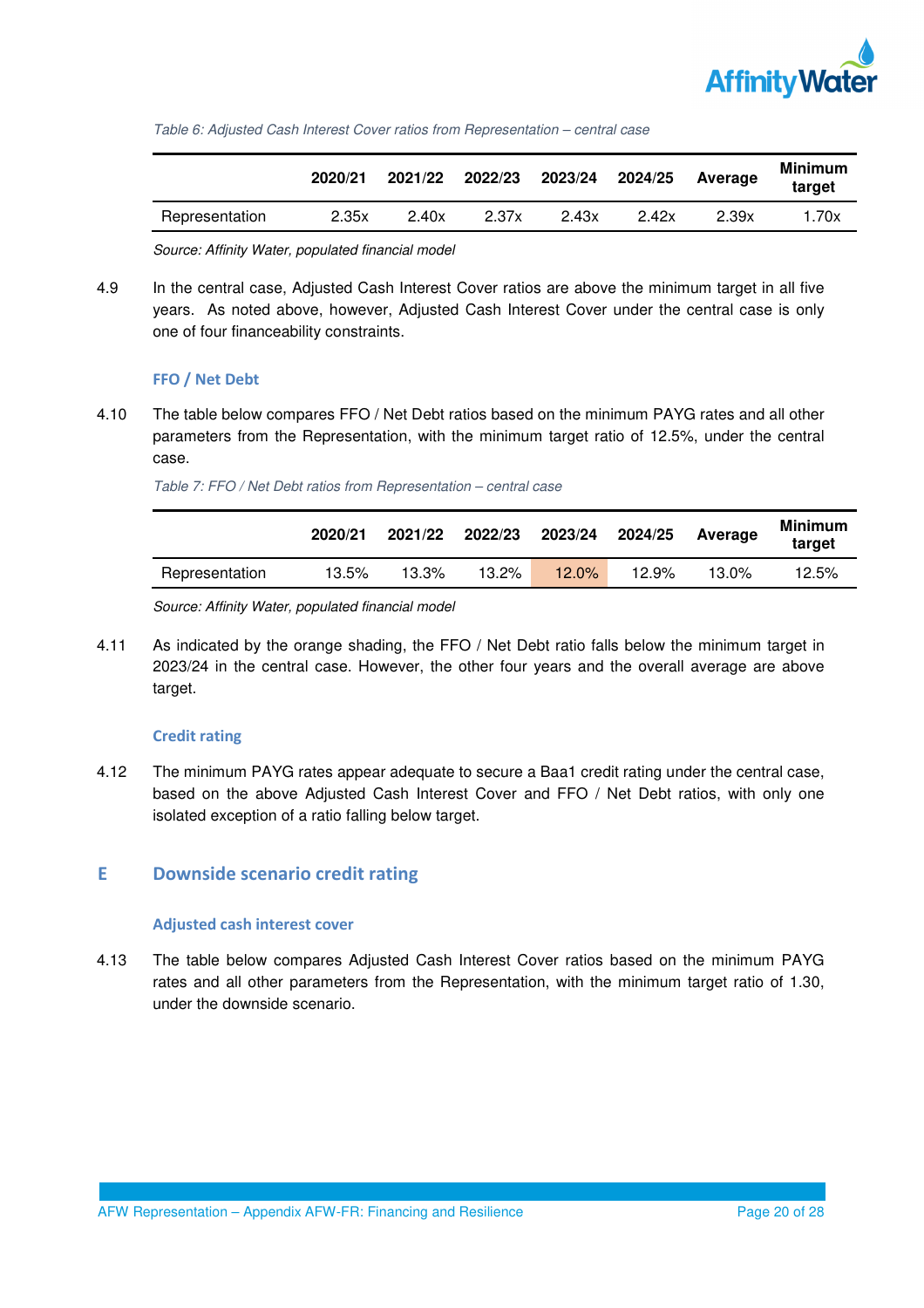*Table 6: Adjusted Cash Interest Cover ratios from Representation – central case*

| | 2020/21 | 2021/22 | 2022/23 | 2023/24 | 2024/25 | Average | Minimum target |
|---|---|---|---|---|---|---|---|
| Representation | 2.35x | 2.40x | 2.37x | 2.43x | 2.42x | 2.39x | 1.70x |

*Source: Affinity Water, populated financial model*

4.9 In the central case, Adjusted Cash Interest Cover ratios are above the minimum target in all five years. As noted above, however, Adjusted Cash Interest Cover under the central case is only one of four financeability constraints.

### FFO / Net Debt

4.10 The table below compares FFO / Net Debt ratios based on the minimum PAYG rates and all other parameters from the Representation, with the minimum target ratio of 12.5%, under the central case.

*Table 7: FFO / Net Debt ratios from Representation – central case*

| | 2020/21 | 2021/22 | 2022/23 | 2023/24 | 2024/25 | Average | Minimum target |
|---|---|---|---|---|---|---|---|
| Representation | 13.5% | 13.3% | 13.2% | 12.0% | 12.9% | 13.0% | 12.5% |

*Source: Affinity Water, populated financial model*

4.11 As indicated by the orange shading, the FFO / Net Debt ratio falls below the minimum target in 2023/24 in the central case. However, the other four years and the overall average are above target.

### Credit rating

4.12 The minimum PAYG rates appear adequate to secure a Baa1 credit rating under the central case, based on the above Adjusted Cash Interest Cover and FFO / Net Debt ratios, with only one isolated exception of a ratio falling below target.

## E Downside scenario credit rating

### Adjusted cash interest cover

4.13 The table below compares Adjusted Cash Interest Cover ratios based on the minimum PAYG rates and all other parameters from the Representation, with the minimum target ratio of 1.30, under the downside scenario.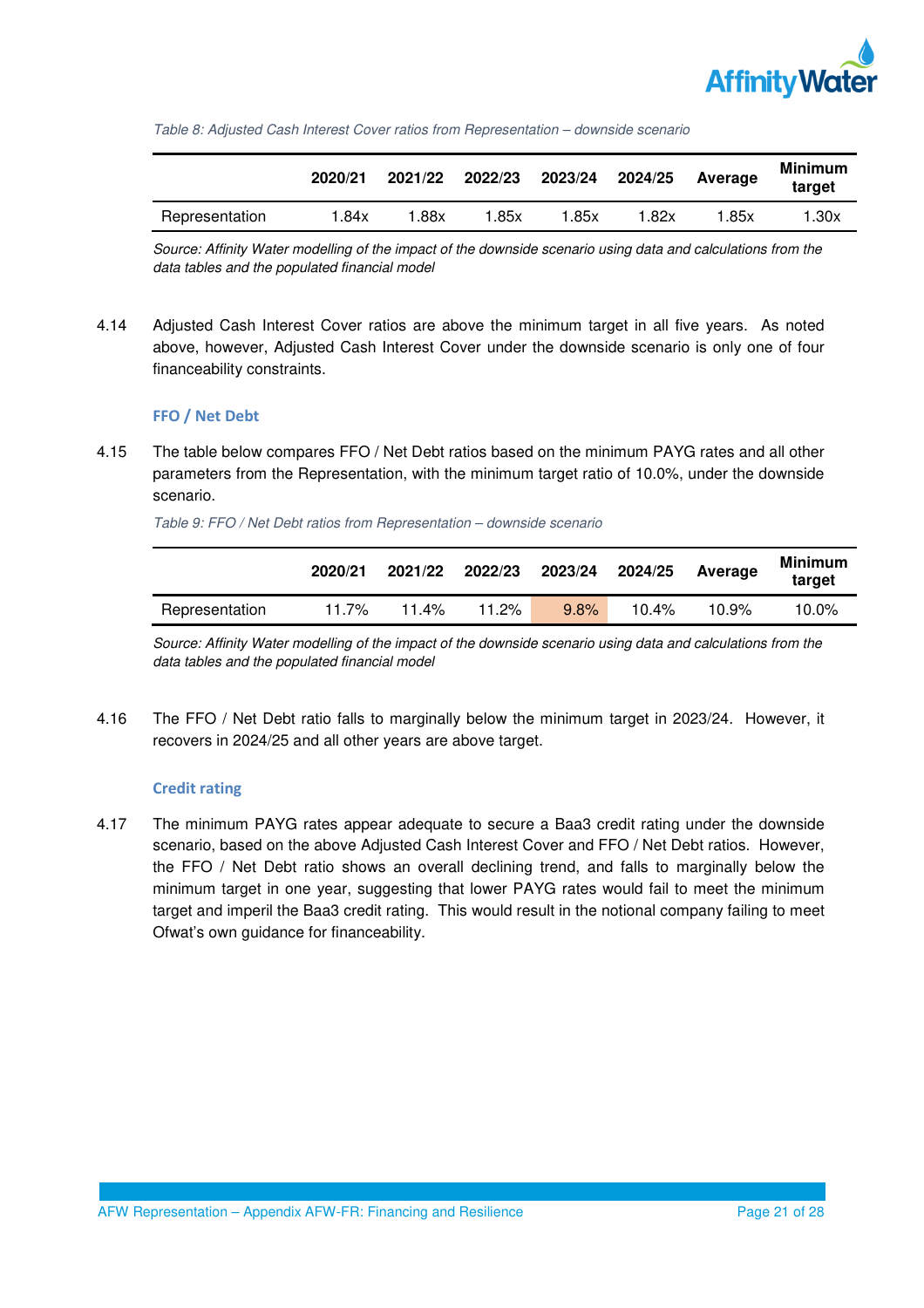*Table 8: Adjusted Cash Interest Cover ratios from Representation – downside scenario*

| | 2020/21 | 2021/22 | 2022/23 | 2023/24 | 2024/25 | Average | Minimum target |
|---|---|---|---|---|---|---|---|
| Representation | 1.84x | 1.88x | 1.85x | 1.85x | 1.82x | 1.85x | 1.30x |

*Source: Affinity Water modelling of the impact of the downside scenario using data and calculations from the data tables and the populated financial model*

4.14 Adjusted Cash Interest Cover ratios are above the minimum target in all five years. As noted above, however, Adjusted Cash Interest Cover under the downside scenario is only one of four financeability constraints.

### FFO / Net Debt

4.15 The table below compares FFO / Net Debt ratios based on the minimum PAYG rates and all other parameters from the Representation, with the minimum target ratio of 10.0%, under the downside scenario.

*Table 9: FFO / Net Debt ratios from Representation – downside scenario*

| | 2020/21 | 2021/22 | 2022/23 | 2023/24 | 2024/25 | Average | Minimum target |
|---|---|---|---|---|---|---|---|
| Representation | 11.7% | 11.4% | 11.2% | 9.8% | 10.4% | 10.9% | 10.0% |

*Source: Affinity Water modelling of the impact of the downside scenario using data and calculations from the data tables and the populated financial model*

4.16 The FFO / Net Debt ratio falls to marginally below the minimum target in 2023/24. However, it recovers in 2024/25 and all other years are above target.

### Credit rating

4.17 The minimum PAYG rates appear adequate to secure a Baa3 credit rating under the downside scenario, based on the above Adjusted Cash Interest Cover and FFO / Net Debt ratios. However, the FFO / Net Debt ratio shows an overall declining trend, and falls to marginally below the minimum target in one year, suggesting that lower PAYG rates would fail to meet the minimum target and imperil the Baa3 credit rating. This would result in the notional company failing to meet Ofwat's own guidance for financeability.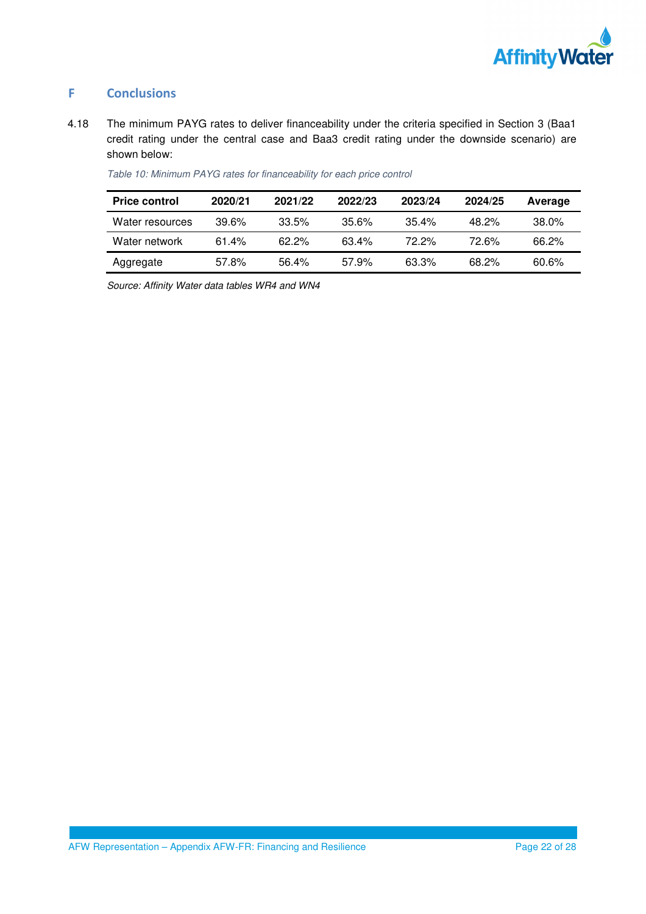## F Conclusions

4.18 The minimum PAYG rates to deliver financeability under the criteria specified in Section 3 (Baa1 credit rating under the central case and Baa3 credit rating under the downside scenario) are shown below:

*Table 10: Minimum PAYG rates for financeability for each price control*

| Price control | 2020/21 | 2021/22 | 2022/23 | 2023/24 | 2024/25 | Average |
|---|---|---|---|---|---|---|
| Water resources | 39.6% | 33.5% | 35.6% | 35.4% | 48.2% | 38.0% |
| Water network | 61.4% | 62.2% | 63.4% | 72.2% | 72.6% | 66.2% |
| Aggregate | 57.8% | 56.4% | 57.9% | 63.3% | 68.2% | 60.6% |

*Source: Affinity Water data tables WR4 and WN4*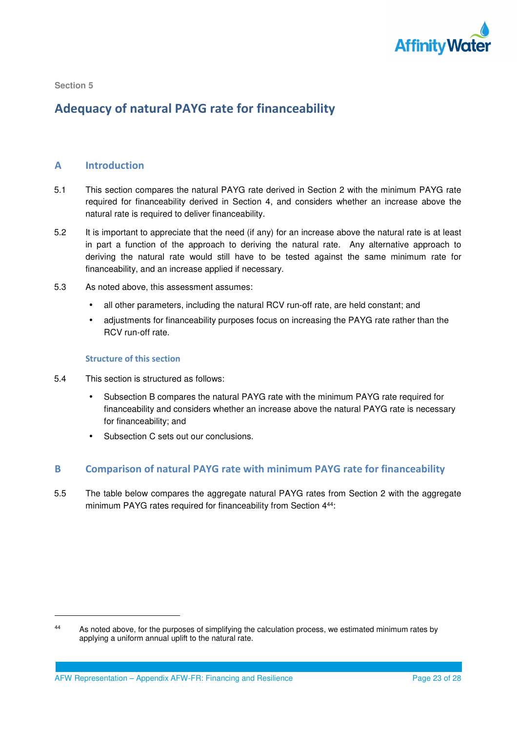Section 5

# Adequacy of natural PAYG rate for financeability

## A Introduction

5.1 This section compares the natural PAYG rate derived in Section 2 with the minimum PAYG rate required for financeability derived in Section 4, and considers whether an increase above the natural rate is required to deliver financeability.

5.2 It is important to appreciate that the need (if any) for an increase above the natural rate is at least in part a function of the approach to deriving the natural rate. Any alternative approach to deriving the natural rate would still have to be tested against the same minimum rate for financeability, and an increase applied if necessary.

5.3 As noted above, this assessment assumes:

- all other parameters, including the natural RCV run-off rate, are held constant; and
- adjustments for financeability purposes focus on increasing the PAYG rate rather than the RCV run-off rate.

### Structure of this section

5.4 This section is structured as follows:

- Subsection B compares the natural PAYG rate with the minimum PAYG rate required for financeability and considers whether an increase above the natural PAYG rate is necessary for financeability; and
- Subsection C sets out our conclusions.

## B Comparison of natural PAYG rate with minimum PAYG rate for financeability

5.5 The table below compares the aggregate natural PAYG rates from Section 2 with the aggregate minimum PAYG rates required for financeability from Section 4[44]:

---

[44] As noted above, for the purposes of simplifying the calculation process, we estimated minimum rates by applying a uniform annual uplift to the natural rate.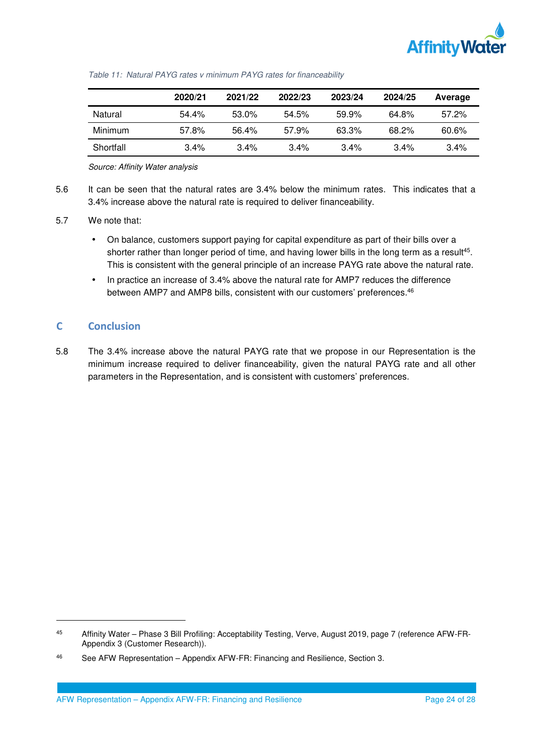*Table 11: Natural PAYG rates v minimum PAYG rates for financeability*

| | 2020/21 | 2021/22 | 2022/23 | 2023/24 | 2024/25 | Average |
|---|---|---|---|---|---|---|
| Natural | 54.4% | 53.0% | 54.5% | 59.9% | 64.8% | 57.2% |
| Minimum | 57.8% | 56.4% | 57.9% | 63.3% | 68.2% | 60.6% |
| Shortfall | 3.4% | 3.4% | 3.4% | 3.4% | 3.4% | 3.4% |

*Source: Affinity Water analysis*

5.6 It can be seen that the natural rates are 3.4% below the minimum rates. This indicates that a 3.4% increase above the natural rate is required to deliver financeability.

5.7 We note that:

- On balance, customers support paying for capital expenditure as part of their bills over a shorter rather than longer period of time, and having lower bills in the long term as a result[45]. This is consistent with the general principle of an increase PAYG rate above the natural rate.
- In practice an increase of 3.4% above the natural rate for AMP7 reduces the difference between AMP7 and AMP8 bills, consistent with our customers' preferences.[46]

## C Conclusion

5.8 The 3.4% increase above the natural PAYG rate that we propose in our Representation is the minimum increase required to deliver financeability, given the natural PAYG rate and all other parameters in the Representation, and is consistent with customers' preferences.

---

[45] Affinity Water – Phase 3 Bill Profiling: Acceptability Testing, Verve, August 2019, page 7 (reference AFW-FR-Appendix 3 (Customer Research)).

[46] See AFW Representation – Appendix AFW-FR: Financing and Resilience, Section 3.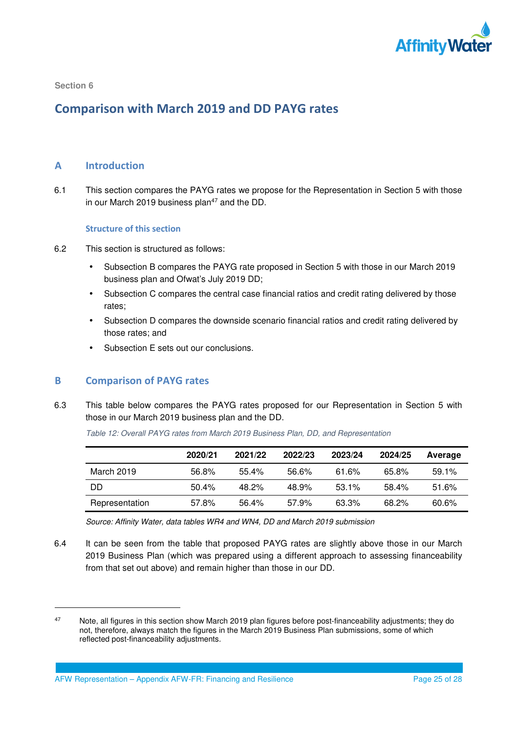Section 6

# Comparison with March 2019 and DD PAYG rates

## A Introduction

6.1 This section compares the PAYG rates we propose for the Representation in Section 5 with those in our March 2019 business plan[47] and the DD.

### Structure of this section

6.2 This section is structured as follows:

- Subsection B compares the PAYG rate proposed in Section 5 with those in our March 2019 business plan and Ofwat's July 2019 DD;
- Subsection C compares the central case financial ratios and credit rating delivered by those rates;
- Subsection D compares the downside scenario financial ratios and credit rating delivered by those rates; and
- Subsection E sets out our conclusions.

## B Comparison of PAYG rates

6.3 This table below compares the PAYG rates proposed for our Representation in Section 5 with those in our March 2019 business plan and the DD.

*Table 12: Overall PAYG rates from March 2019 Business Plan, DD, and Representation*

| | 2020/21 | 2021/22 | 2022/23 | 2023/24 | 2024/25 | Average |
|---|---|---|---|---|---|---|
| March 2019 | 56.8% | 55.4% | 56.6% | 61.6% | 65.8% | 59.1% |
| DD | 50.4% | 48.2% | 48.9% | 53.1% | 58.4% | 51.6% |
| Representation | 57.8% | 56.4% | 57.9% | 63.3% | 68.2% | 60.6% |

*Source: Affinity Water, data tables WR4 and WN4, DD and March 2019 submission*

6.4 It can be seen from the table that proposed PAYG rates are slightly above those in our March 2019 Business Plan (which was prepared using a different approach to assessing financeability from that set out above) and remain higher than those in our DD.

[47] Note, all figures in this section show March 2019 plan figures before post-financeability adjustments; they do not, therefore, always match the figures in the March 2019 Business Plan submissions, some of which reflected post-financeability adjustments.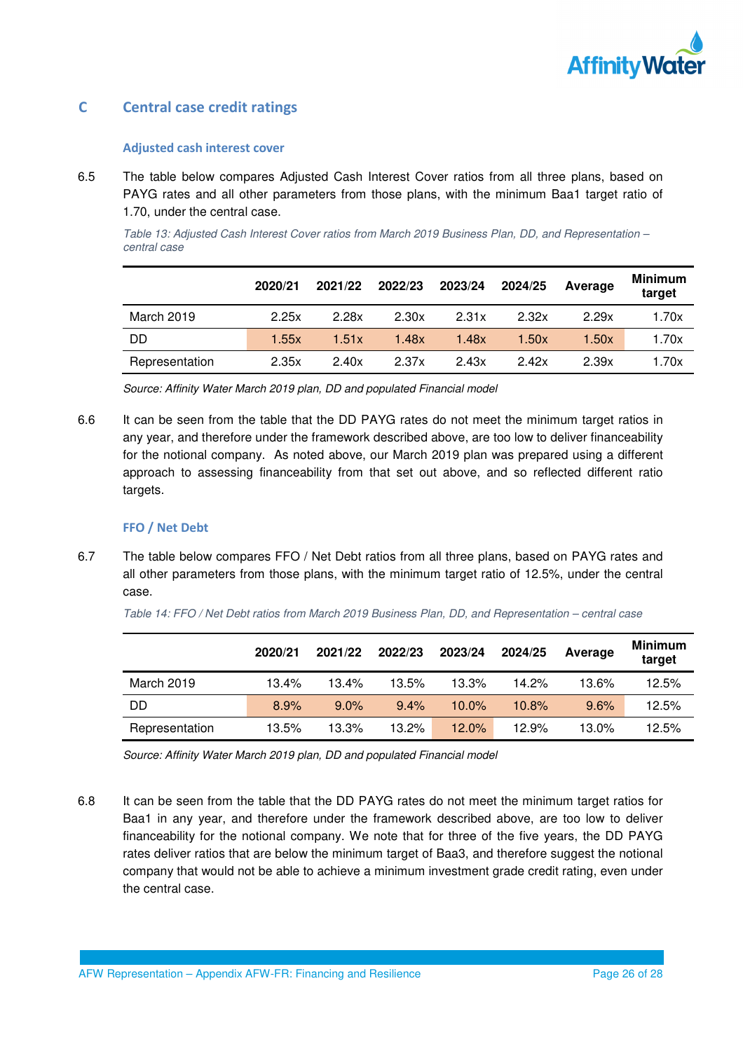## C Central case credit ratings

### Adjusted cash interest cover

6.5 The table below compares Adjusted Cash Interest Cover ratios from all three plans, based on PAYG rates and all other parameters from those plans, with the minimum Baa1 target ratio of 1.70, under the central case.

*Table 13: Adjusted Cash Interest Cover ratios from March 2019 Business Plan, DD, and Representation – central case*

| | 2020/21 | 2021/22 | 2022/23 | 2023/24 | 2024/25 | Average | Minimum target |
|---|---|---|---|---|---|---|---|
| March 2019 | 2.25x | 2.28x | 2.30x | 2.31x | 2.32x | 2.29x | 1.70x |
| DD | 1.55x | 1.51x | 1.48x | 1.48x | 1.50x | 1.50x | 1.70x |
| Representation | 2.35x | 2.40x | 2.37x | 2.43x | 2.42x | 2.39x | 1.70x |

*Source: Affinity Water March 2019 plan, DD and populated Financial model*

6.6 It can be seen from the table that the DD PAYG rates do not meet the minimum target ratios in any year, and therefore under the framework described above, are too low to deliver financeability for the notional company. As noted above, our March 2019 plan was prepared using a different approach to assessing financeability from that set out above, and so reflected different ratio targets.

### FFO / Net Debt

6.7 The table below compares FFO / Net Debt ratios from all three plans, based on PAYG rates and all other parameters from those plans, with the minimum target ratio of 12.5%, under the central case.

*Table 14: FFO / Net Debt ratios from March 2019 Business Plan, DD, and Representation – central case*

| | 2020/21 | 2021/22 | 2022/23 | 2023/24 | 2024/25 | Average | Minimum target |
|---|---|---|---|---|---|---|---|
| March 2019 | 13.4% | 13.4% | 13.5% | 13.3% | 14.2% | 13.6% | 12.5% |
| DD | 8.9% | 9.0% | 9.4% | 10.0% | 10.8% | 9.6% | 12.5% |
| Representation | 13.5% | 13.3% | 13.2% | 12.0% | 12.9% | 13.0% | 12.5% |

*Source: Affinity Water March 2019 plan, DD and populated Financial model*

6.8 It can be seen from the table that the DD PAYG rates do not meet the minimum target ratios for Baa1 in any year, and therefore under the framework described above, are too low to deliver financeability for the notional company. We note that for three of the five years, the DD PAYG rates deliver ratios that are below the minimum target of Baa3, and therefore suggest the notional company that would not be able to achieve a minimum investment grade credit rating, even under the central case.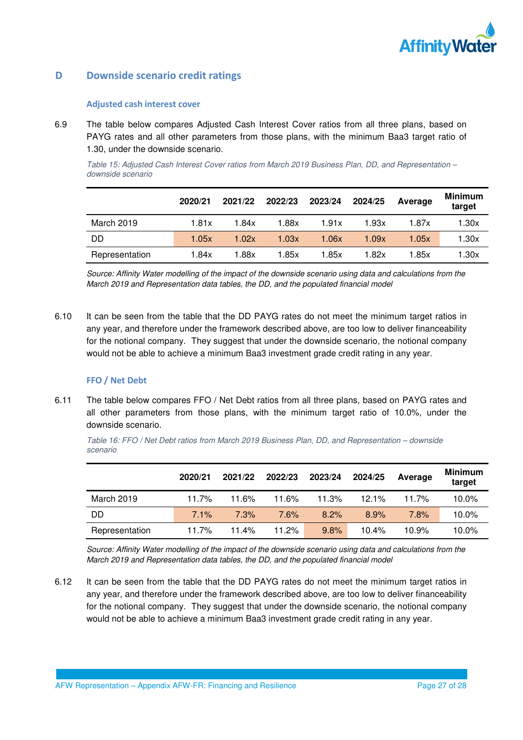## D Downside scenario credit ratings

### Adjusted cash interest cover

6.9 The table below compares Adjusted Cash Interest Cover ratios from all three plans, based on PAYG rates and all other parameters from those plans, with the minimum Baa3 target ratio of 1.30, under the downside scenario.

*Table 15: Adjusted Cash Interest Cover ratios from March 2019 Business Plan, DD, and Representation – downside scenario*

| | 2020/21 | 2021/22 | 2022/23 | 2023/24 | 2024/25 | Average | Minimum target |
|---|---|---|---|---|---|---|---|
| March 2019 | 1.81x | 1.84x | 1.88x | 1.91x | 1.93x | 1.87x | 1.30x |
| DD | 1.05x | 1.02x | 1.03x | 1.06x | 1.09x | 1.05x | 1.30x |
| Representation | 1.84x | 1.88x | 1.85x | 1.85x | 1.82x | 1.85x | 1.30x |

*Source: Affinity Water modelling of the impact of the downside scenario using data and calculations from the March 2019 and Representation data tables, the DD, and the populated financial model*

6.10 It can be seen from the table that the DD PAYG rates do not meet the minimum target ratios in any year, and therefore under the framework described above, are too low to deliver financeability for the notional company. They suggest that under the downside scenario, the notional company would not be able to achieve a minimum Baa3 investment grade credit rating in any year.

### FFO / Net Debt

6.11 The table below compares FFO / Net Debt ratios from all three plans, based on PAYG rates and all other parameters from those plans, with the minimum target ratio of 10.0%, under the downside scenario.

*Table 16: FFO / Net Debt ratios from March 2019 Business Plan, DD, and Representation – downside scenario*

| | 2020/21 | 2021/22 | 2022/23 | 2023/24 | 2024/25 | Average | Minimum target |
|---|---|---|---|---|---|---|---|
| March 2019 | 11.7% | 11.6% | 11.6% | 11.3% | 12.1% | 11.7% | 10.0% |
| DD | 7.1% | 7.3% | 7.6% | 8.2% | 8.9% | 7.8% | 10.0% |
| Representation | 11.7% | 11.4% | 11.2% | 9.8% | 10.4% | 10.9% | 10.0% |

*Source: Affinity Water modelling of the impact of the downside scenario using data and calculations from the March 2019 and Representation data tables, the DD, and the populated financial model*

6.12 It can be seen from the table that the DD PAYG rates do not meet the minimum target ratios in any year, and therefore under the framework described above, are too low to deliver financeability for the notional company. They suggest that under the downside scenario, the notional company would not be able to achieve a minimum Baa3 investment grade credit rating in any year.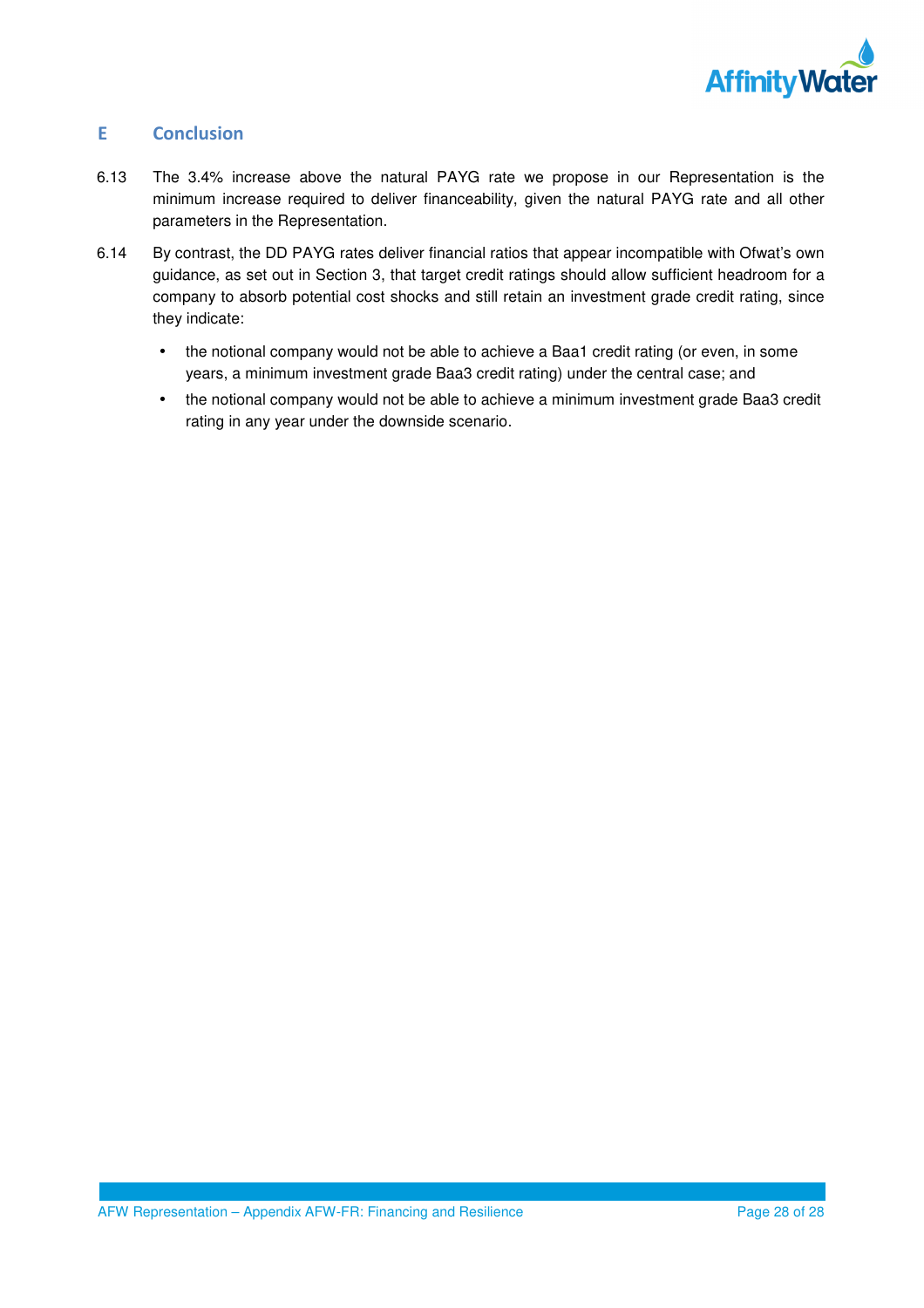## E Conclusion

6.13 The 3.4% increase above the natural PAYG rate we propose in our Representation is the minimum increase required to deliver financeability, given the natural PAYG rate and all other parameters in the Representation.

6.14 By contrast, the DD PAYG rates deliver financial ratios that appear incompatible with Ofwat's own guidance, as set out in Section 3, that target credit ratings should allow sufficient headroom for a company to absorb potential cost shocks and still retain an investment grade credit rating, since they indicate:

- the notional company would not be able to achieve a Baa1 credit rating (or even, in some years, a minimum investment grade Baa3 credit rating) under the central case; and
- the notional company would not be able to achieve a minimum investment grade Baa3 credit rating in any year under the downside scenario.